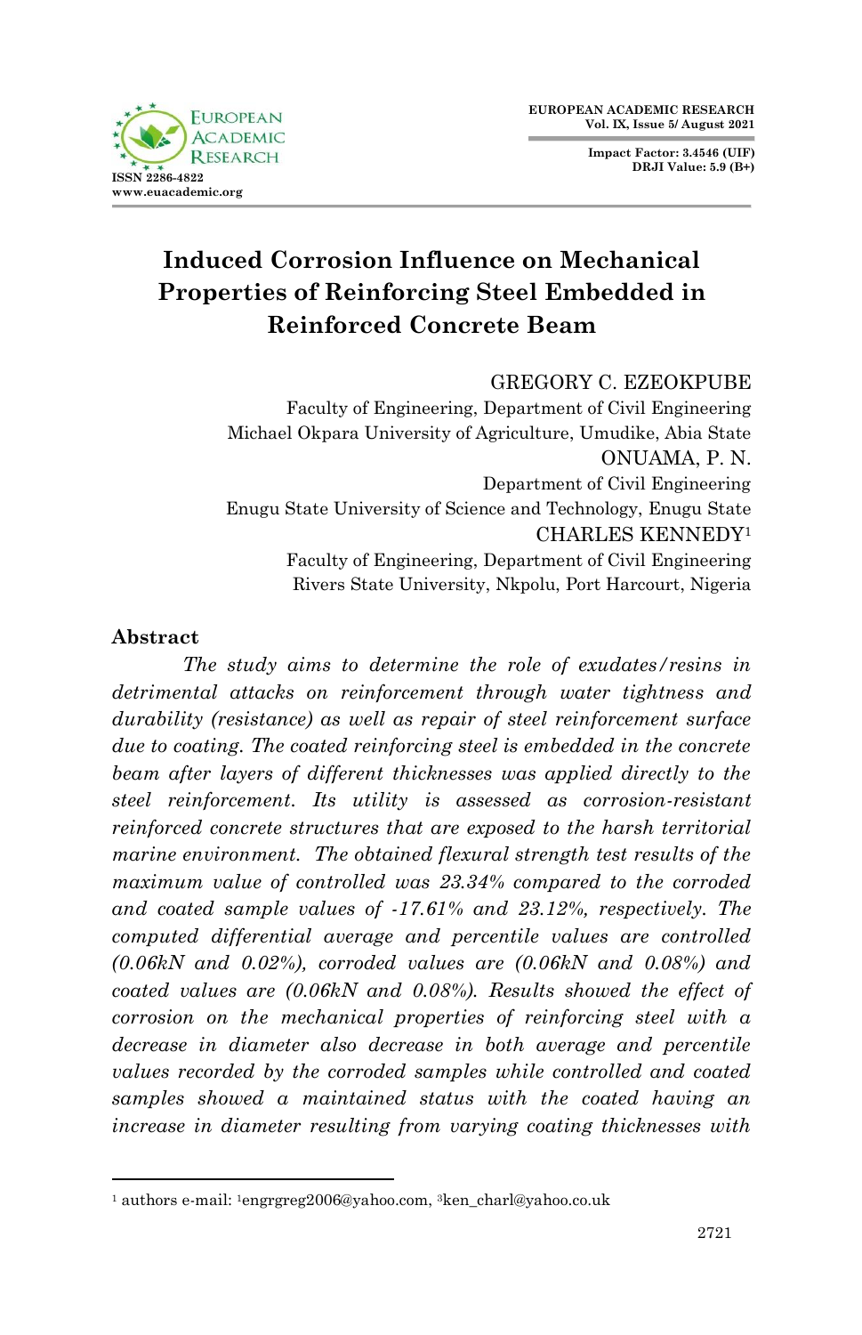# Induced Corrosion Influence on Mechanical Properties of Reinforcing Steel Embedded in Reinforced Concrete Beam

GREGORY C. EZEOKPUBE
Faculty of Engineering, Department of Civil Engineering
Michael Okpara University of Agriculture, Umudike, Abia State

ONUAMA, P. N.
Department of Civil Engineering
Enugu State University of Science and Technology, Enugu State

CHARLES KENNEDY[1]
Faculty of Engineering, Department of Civil Engineering
Rivers State University, Nkpolu, Port Harcourt, Nigeria

## Abstract

*The study aims to determine the role of exudates/resins in detrimental attacks on reinforcement through water tightness and durability (resistance) as well as repair of steel reinforcement surface due to coating. The coated reinforcing steel is embedded in the concrete beam after layers of different thicknesses was applied directly to the steel reinforcement. Its utility is assessed as corrosion-resistant reinforced concrete structures that are exposed to the harsh territorial marine environment. The obtained flexural strength test results of the maximum value of controlled was 23.34% compared to the corroded and coated sample values of -17.61% and 23.12%, respectively. The computed differential average and percentile values are controlled (0.06kN and 0.02%), corroded values are (0.06kN and 0.08%) and coated values are (0.06kN and 0.08%). Results showed the effect of corrosion on the mechanical properties of reinforcing steel with a decrease in diameter also decrease in both average and percentile values recorded by the corroded samples while controlled and coated samples showed a maintained status with the coated having an increase in diameter resulting from varying coating thicknesses with*

[1] authors e-mail: [1]engrgreg2006@yahoo.com, [3]ken_charl@yahoo.co.uk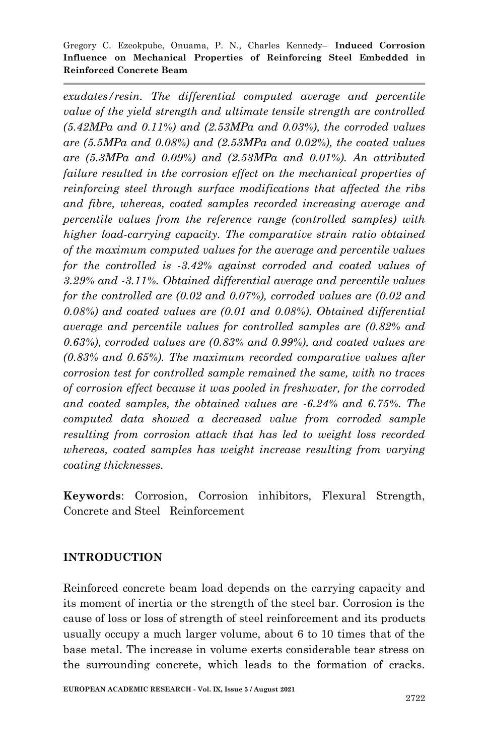*exudates/resin. The differential computed average and percentile value of the yield strength and ultimate tensile strength are controlled (5.42MPa and 0.11%) and (2.53MPa and 0.03%), the corroded values are (5.5MPa and 0.08%) and (2.53MPa and 0.02%), the coated values are (5.3MPa and 0.09%) and (2.53MPa and 0.01%). An attributed failure resulted in the corrosion effect on the mechanical properties of reinforcing steel through surface modifications that affected the ribs and fibre, whereas, coated samples recorded increasing average and percentile values from the reference range (controlled samples) with higher load-carrying capacity. The comparative strain ratio obtained of the maximum computed values for the average and percentile values for the controlled is -3.42% against corroded and coated values of 3.29% and -3.11%. Obtained differential average and percentile values for the controlled are (0.02 and 0.07%), corroded values are (0.02 and 0.08%) and coated values are (0.01 and 0.08%). Obtained differential average and percentile values for controlled samples are (0.82% and 0.63%), corroded values are (0.83% and 0.99%), and coated values are (0.83% and 0.65%). The maximum recorded comparative values after corrosion test for controlled sample remained the same, with no traces of corrosion effect because it was pooled in freshwater, for the corroded and coated samples, the obtained values are -6.24% and 6.75%. The computed data showed a decreased value from corroded sample resulting from corrosion attack that has led to weight loss recorded whereas, coated samples has weight increase resulting from varying coating thicknesses.*

**Keywords**: Corrosion, Corrosion inhibitors, Flexural Strength, Concrete and Steel Reinforcement

## INTRODUCTION

Reinforced concrete beam load depends on the carrying capacity and its moment of inertia or the strength of the steel bar. Corrosion is the cause of loss or loss of strength of steel reinforcement and its products usually occupy a much larger volume, about 6 to 10 times that of the base metal. The increase in volume exerts considerable tear stress on the surrounding concrete, which leads to the formation of cracks.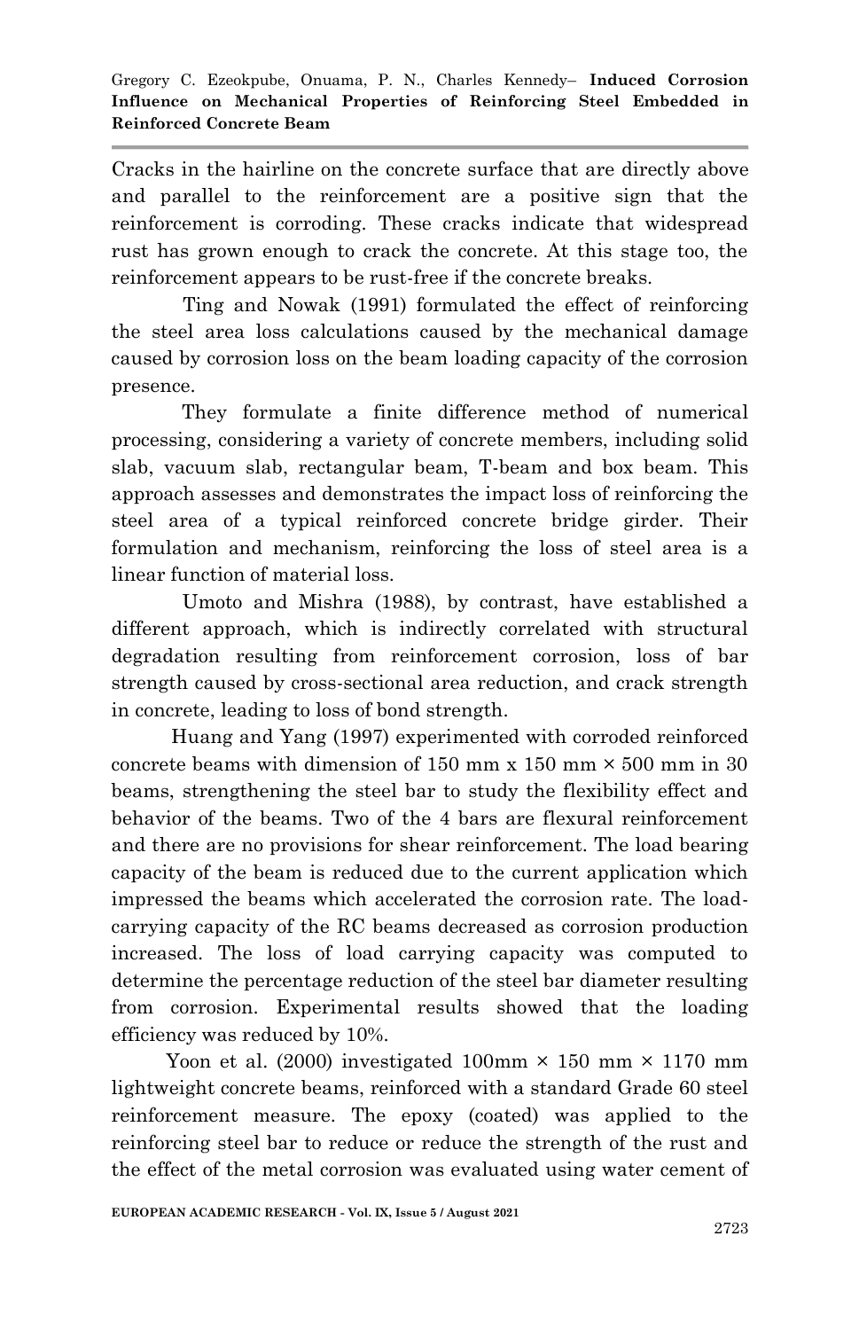Cracks in the hairline on the concrete surface that are directly above and parallel to the reinforcement are a positive sign that the reinforcement is corroding. These cracks indicate that widespread rust has grown enough to crack the concrete. At this stage too, the reinforcement appears to be rust-free if the concrete breaks.

Ting and Nowak (1991) formulated the effect of reinforcing the steel area loss calculations caused by the mechanical damage caused by corrosion loss on the beam loading capacity of the corrosion presence.

They formulate a finite difference method of numerical processing, considering a variety of concrete members, including solid slab, vacuum slab, rectangular beam, T-beam and box beam. This approach assesses and demonstrates the impact loss of reinforcing the steel area of a typical reinforced concrete bridge girder. Their formulation and mechanism, reinforcing the loss of steel area is a linear function of material loss.

Umoto and Mishra (1988), by contrast, have established a different approach, which is indirectly correlated with structural degradation resulting from reinforcement corrosion, loss of bar strength caused by cross-sectional area reduction, and crack strength in concrete, leading to loss of bond strength.

Huang and Yang (1997) experimented with corroded reinforced concrete beams with dimension of 150 mm x 150 mm × 500 mm in 30 beams, strengthening the steel bar to study the flexibility effect and behavior of the beams. Two of the 4 bars are flexural reinforcement and there are no provisions for shear reinforcement. The load bearing capacity of the beam is reduced due to the current application which impressed the beams which accelerated the corrosion rate. The load-carrying capacity of the RC beams decreased as corrosion production increased. The loss of load carrying capacity was computed to determine the percentage reduction of the steel bar diameter resulting from corrosion. Experimental results showed that the loading efficiency was reduced by 10%.

Yoon et al. (2000) investigated 100mm × 150 mm × 1170 mm lightweight concrete beams, reinforced with a standard Grade 60 steel reinforcement measure. The epoxy (coated) was applied to the reinforcing steel bar to reduce or reduce the strength of the rust and the effect of the metal corrosion was evaluated using water cement of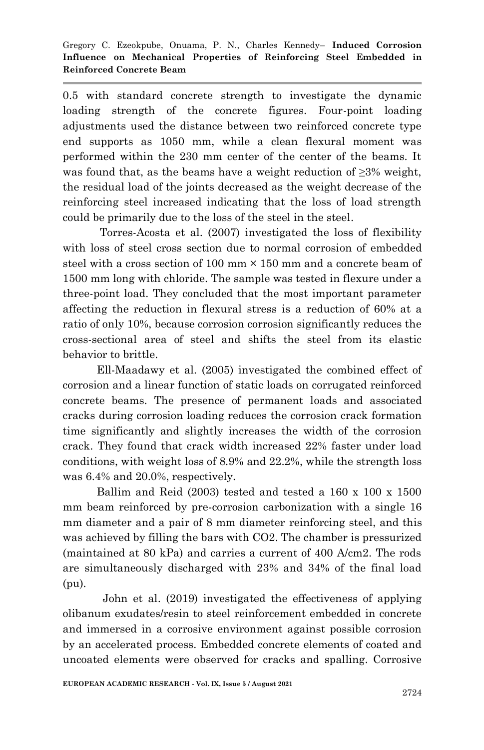0.5 with standard concrete strength to investigate the dynamic loading strength of the concrete figures. Four-point loading adjustments used the distance between two reinforced concrete type end supports as 1050 mm, while a clean flexural moment was performed within the 230 mm center of the center of the beams. It was found that, as the beams have a weight reduction of ≥3% weight, the residual load of the joints decreased as the weight decrease of the reinforcing steel increased indicating that the loss of load strength could be primarily due to the loss of the steel in the steel.

Torres-Acosta et al. (2007) investigated the loss of flexibility with loss of steel cross section due to normal corrosion of embedded steel with a cross section of 100 mm × 150 mm and a concrete beam of 1500 mm long with chloride. The sample was tested in flexure under a three-point load. They concluded that the most important parameter affecting the reduction in flexural stress is a reduction of 60% at a ratio of only 10%, because corrosion corrosion significantly reduces the cross-sectional area of steel and shifts the steel from its elastic behavior to brittle.

Ell-Maadawy et al. (2005) investigated the combined effect of corrosion and a linear function of static loads on corrugated reinforced concrete beams. The presence of permanent loads and associated cracks during corrosion loading reduces the corrosion crack formation time significantly and slightly increases the width of the corrosion crack. They found that crack width increased 22% faster under load conditions, with weight loss of 8.9% and 22.2%, while the strength loss was 6.4% and 20.0%, respectively.

Ballim and Reid (2003) tested and tested a 160 x 100 x 1500 mm beam reinforced by pre-corrosion carbonization with a single 16 mm diameter and a pair of 8 mm diameter reinforcing steel, and this was achieved by filling the bars with $CO_2$. The chamber is pressurized (maintained at 80 kPa) and carries a current of 400 $A/cm^2$. The rods are simultaneously discharged with 23% and 34% of the final load (pu).

John et al. (2019) investigated the effectiveness of applying olibanum exudates/resin to steel reinforcement embedded in concrete and immersed in a corrosive environment against possible corrosion by an accelerated process. Embedded concrete elements of coated and uncoated elements were observed for cracks and spalling. Corrosive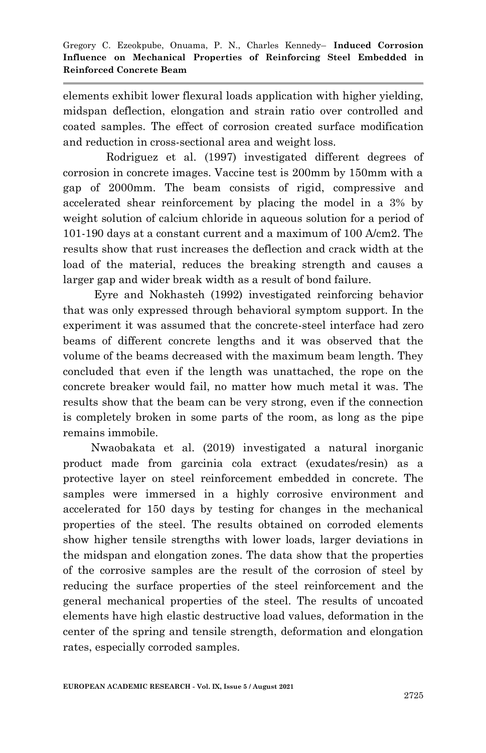elements exhibit lower flexural loads application with higher yielding, midspan deflection, elongation and strain ratio over controlled and coated samples. The effect of corrosion created surface modification and reduction in cross-sectional area and weight loss.

Rodriguez et al. (1997) investigated different degrees of corrosion in concrete images. Vaccine test is 200mm by 150mm with a gap of 2000mm. The beam consists of rigid, compressive and accelerated shear reinforcement by placing the model in a 3% by weight solution of calcium chloride in aqueous solution for a period of 101-190 days at a constant current and a maximum of 100 A/cm2. The results show that rust increases the deflection and crack width at the load of the material, reduces the breaking strength and causes a larger gap and wider break width as a result of bond failure.

Eyre and Nokhasteh (1992) investigated reinforcing behavior that was only expressed through behavioral symptom support. In the experiment it was assumed that the concrete-steel interface had zero beams of different concrete lengths and it was observed that the volume of the beams decreased with the maximum beam length. They concluded that even if the length was unattached, the rope on the concrete breaker would fail, no matter how much metal it was. The results show that the beam can be very strong, even if the connection is completely broken in some parts of the room, as long as the pipe remains immobile.

Nwaobakata et al. (2019) investigated a natural inorganic product made from garcinia cola extract (exudates/resin) as a protective layer on steel reinforcement embedded in concrete. The samples were immersed in a highly corrosive environment and accelerated for 150 days by testing for changes in the mechanical properties of the steel. The results obtained on corroded elements show higher tensile strengths with lower loads, larger deviations in the midspan and elongation zones. The data show that the properties of the corrosive samples are the result of the corrosion of steel by reducing the surface properties of the steel reinforcement and the general mechanical properties of the steel. The results of uncoated elements have high elastic destructive load values, deformation in the center of the spring and tensile strength, deformation and elongation rates, especially corroded samples.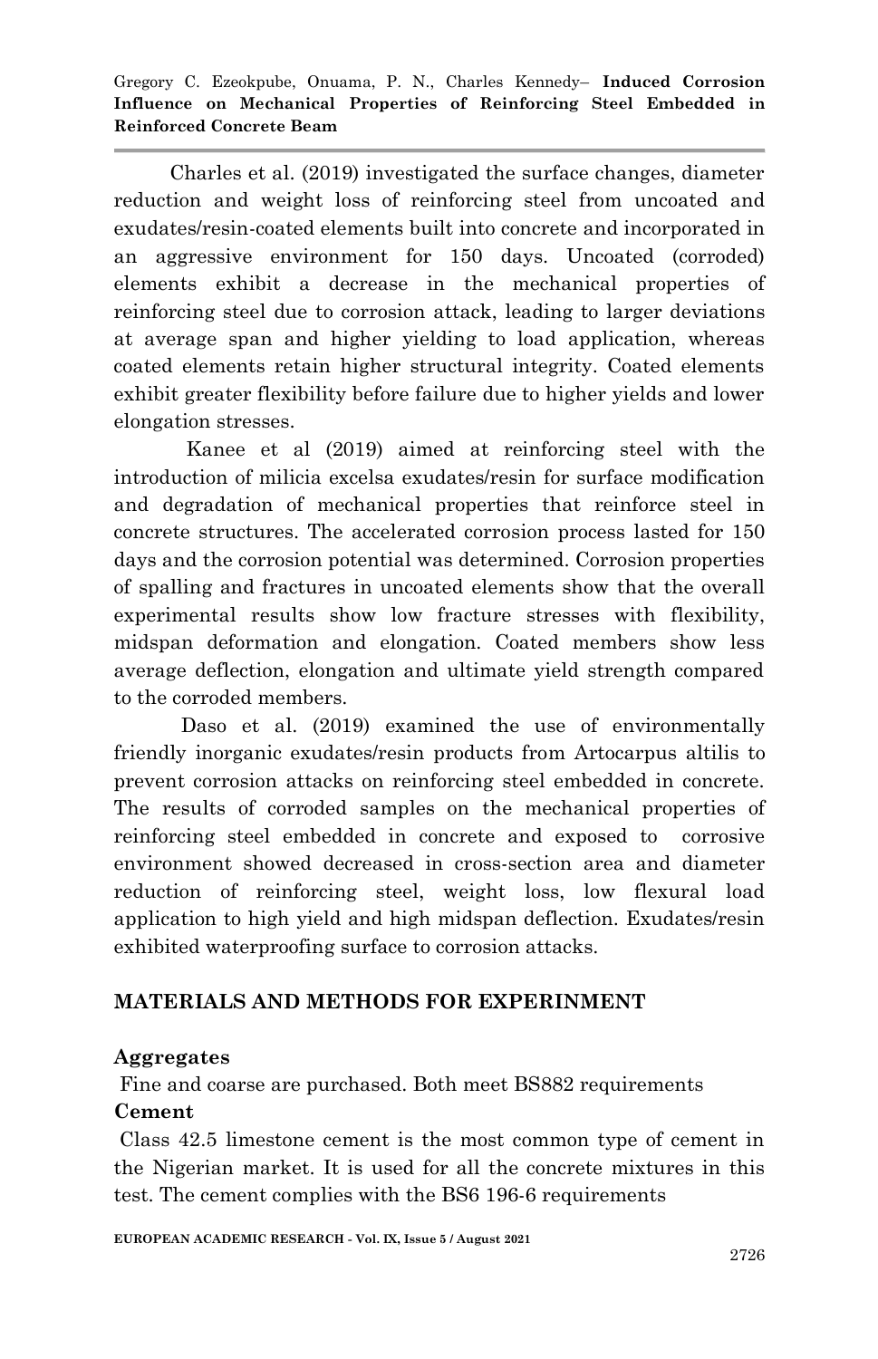Charles et al. (2019) investigated the surface changes, diameter reduction and weight loss of reinforcing steel from uncoated and exudates/resin-coated elements built into concrete and incorporated in an aggressive environment for 150 days. Uncoated (corroded) elements exhibit a decrease in the mechanical properties of reinforcing steel due to corrosion attack, leading to larger deviations at average span and higher yielding to load application, whereas coated elements retain higher structural integrity. Coated elements exhibit greater flexibility before failure due to higher yields and lower elongation stresses.

Kanee et al (2019) aimed at reinforcing steel with the introduction of milicia excelsa exudates/resin for surface modification and degradation of mechanical properties that reinforce steel in concrete structures. The accelerated corrosion process lasted for 150 days and the corrosion potential was determined. Corrosion properties of spalling and fractures in uncoated elements show that the overall experimental results show low fracture stresses with flexibility, midspan deformation and elongation. Coated members show less average deflection, elongation and ultimate yield strength compared to the corroded members.

Daso et al. (2019) examined the use of environmentally friendly inorganic exudates/resin products from Artocarpus altilis to prevent corrosion attacks on reinforcing steel embedded in concrete. The results of corroded samples on the mechanical properties of reinforcing steel embedded in concrete and exposed to corrosive environment showed decreased in cross-section area and diameter reduction of reinforcing steel, weight loss, low flexural load application to high yield and high midspan deflection. Exudates/resin exhibited waterproofing surface to corrosion attacks.

## MATERIALS AND METHODS FOR EXPERINMENT

### Aggregates

Fine and coarse are purchased. Both meet BS882 requirements

### Cement

Class 42.5 limestone cement is the most common type of cement in the Nigerian market. It is used for all the concrete mixtures in this test. The cement complies with the BS6 196-6 requirements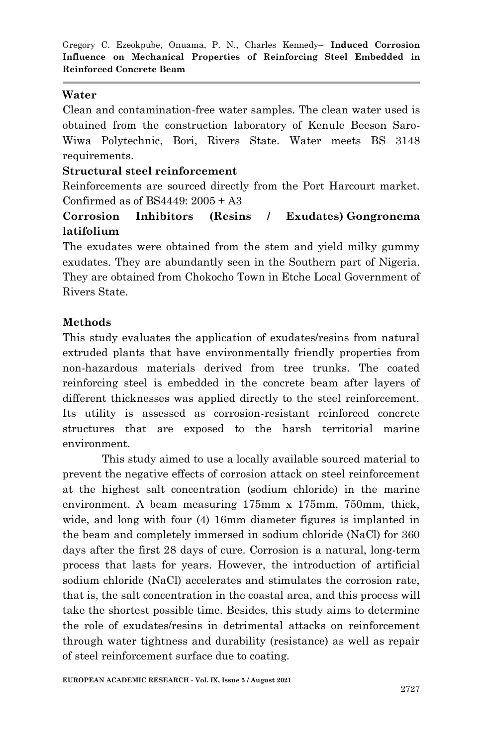**Water**

Clean and contamination-free water samples. The clean water used is obtained from the construction laboratory of Kenule Beeson Saro-Wiwa Polytechnic, Bori, Rivers State. Water meets BS 3148 requirements.

**Structural steel reinforcement**

Reinforcements are sourced directly from the Port Harcourt market. Confirmed as of BS4449: 2005 + A3

**Corrosion Inhibitors (Resins / Exudates) Gongronema latifolium**

The exudates were obtained from the stem and yield milky gummy exudates. They are abundantly seen in the Southern part of Nigeria. They are obtained from Chokocho Town in Etche Local Government of Rivers State.

## Methods

This study evaluates the application of exudates/resins from natural extruded plants that have environmentally friendly properties from non-hazardous materials derived from tree trunks. The coated reinforcing steel is embedded in the concrete beam after layers of different thicknesses was applied directly to the steel reinforcement. Its utility is assessed as corrosion-resistant reinforced concrete structures that are exposed to the harsh territorial marine environment.

This study aimed to use a locally available sourced material to prevent the negative effects of corrosion attack on steel reinforcement at the highest salt concentration (sodium chloride) in the marine environment. A beam measuring 175mm x 175mm, 750mm, thick, wide, and long with four (4) 16mm diameter figures is implanted in the beam and completely immersed in sodium chloride (NaCl) for 360 days after the first 28 days of cure. Corrosion is a natural, long-term process that lasts for years. However, the introduction of artificial sodium chloride (NaCl) accelerates and stimulates the corrosion rate, that is, the salt concentration in the coastal area, and this process will take the shortest possible time. Besides, this study aims to determine the role of exudates/resins in detrimental attacks on reinforcement through water tightness and durability (resistance) as well as repair of steel reinforcement surface due to coating.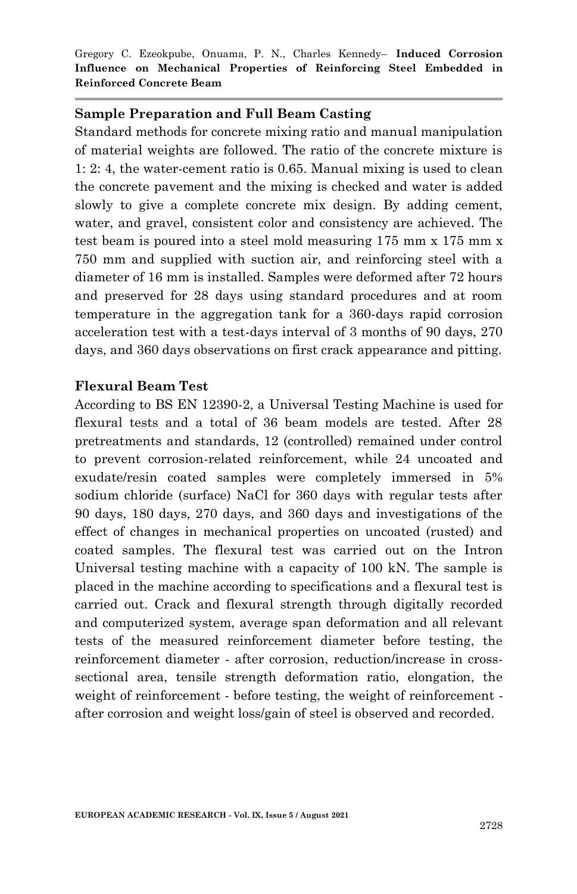### Sample Preparation and Full Beam Casting

Standard methods for concrete mixing ratio and manual manipulation of material weights are followed. The ratio of the concrete mixture is 1: 2: 4, the water-cement ratio is 0.65. Manual mixing is used to clean the concrete pavement and the mixing is checked and water is added slowly to give a complete concrete mix design. By adding cement, water, and gravel, consistent color and consistency are achieved. The test beam is poured into a steel mold measuring 175 mm x 175 mm x 750 mm and supplied with suction air, and reinforcing steel with a diameter of 16 mm is installed. Samples were deformed after 72 hours and preserved for 28 days using standard procedures and at room temperature in the aggregation tank for a 360-days rapid corrosion acceleration test with a test-days interval of 3 months of 90 days, 270 days, and 360 days observations on first crack appearance and pitting.

### Flexural Beam Test

According to BS EN 12390-2, a Universal Testing Machine is used for flexural tests and a total of 36 beam models are tested. After 28 pretreatments and standards, 12 (controlled) remained under control to prevent corrosion-related reinforcement, while 24 uncoated and exudate/resin coated samples were completely immersed in 5% sodium chloride (surface) NaCl for 360 days with regular tests after 90 days, 180 days, 270 days, and 360 days and investigations of the effect of changes in mechanical properties on uncoated (rusted) and coated samples. The flexural test was carried out on the Intron Universal testing machine with a capacity of 100 kN. The sample is placed in the machine according to specifications and a flexural test is carried out. Crack and flexural strength through digitally recorded and computerized system, average span deformation and all relevant tests of the measured reinforcement diameter before testing, the reinforcement diameter - after corrosion, reduction/increase in cross-sectional area, tensile strength deformation ratio, elongation, the weight of reinforcement - before testing, the weight of reinforcement - after corrosion and weight loss/gain of steel is observed and recorded.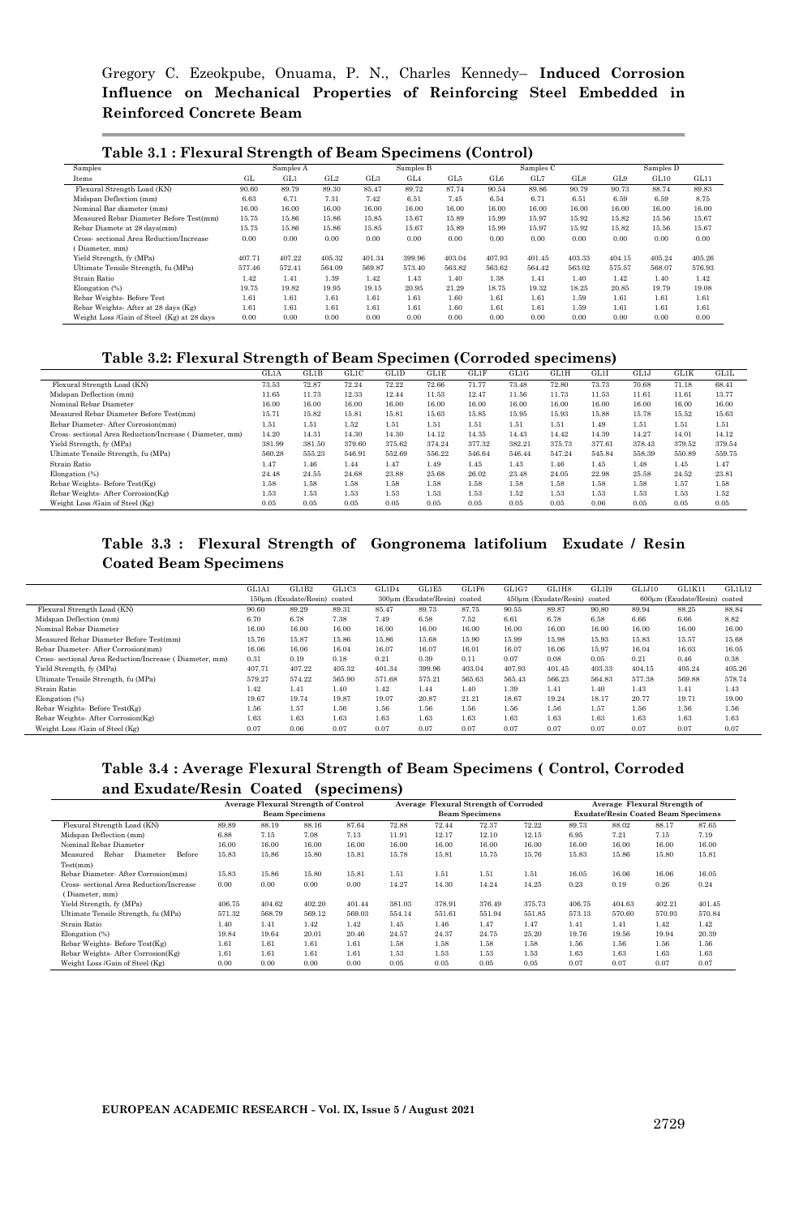## Table 3.1 : Flexural Strength of Beam Specimens (Control)

| Samples | Samples A | | | | Samples B | | | Samples C | | | Samples D | |
|---|---|---|---|---|---|---|---|---|---|---|---|---|
| Items | GL | GL1 | GL2 | GL3 | GL4 | GL5 | GL6 | GL7 | GL8 | GL9 | GL10 | GL11 |
| Flexural Strength Load (KN) | 90.60 | 89.79 | 89.30 | 85.47 | 89.72 | 87.74 | 90.54 | 89.86 | 90.79 | 90.73 | 88.74 | 89.83 |
| Midspan Deflection (mm) | 6.63 | 6.71 | 7.31 | 7.42 | 6.51 | 7.45 | 6.54 | 6.71 | 6.51 | 6.59 | 6.59 | 8.75 |
| Nominal Bar diameter (mm) | 16.00 | 16.00 | 16.00 | 16.00 | 16.00 | 16.00 | 16.00 | 16.00 | 16.00 | 16.00 | 16.00 | 16.00 |
| Measured Rebar Diameter Before Test(mm) | 15.75 | 15.86 | 15.86 | 15.85 | 15.67 | 15.89 | 15.99 | 15.97 | 15.92 | 15.82 | 15.56 | 15.67 |
| Rebar Diamete at 28 days(mm) | 15.75 | 15.86 | 15.86 | 15.85 | 15.67 | 15.89 | 15.99 | 15.97 | 15.92 | 15.82 | 15.56 | 15.67 |
| Cross- sectional Area Reduction/Increase ( Diameter, mm) | 0.00 | 0.00 | 0.00 | 0.00 | 0.00 | 0.00 | 0.00 | 0.00 | 0.00 | 0.00 | 0.00 | 0.00 |
| Yield Strength, fy (MPa) | 407.71 | 407.22 | 405.32 | 401.34 | 399.96 | 403.04 | 407.93 | 401.45 | 403.33 | 404.15 | 405.24 | 405.26 |
| Ultimate Tensile Strength, fu (MPa) | 577.46 | 572.41 | 564.09 | 569.87 | 573.40 | 563.82 | 563.62 | 564.42 | 563.02 | 575.57 | 568.07 | 576.93 |
| Strain Ratio | 1.42 | 1.41 | 1.39 | 1.42 | 1.43 | 1.40 | 1.38 | 1.41 | 1.40 | 1.42 | 1.40 | 1.42 |
| Elongation (%) | 19.75 | 19.82 | 19.95 | 19.15 | 20.95 | 21.29 | 18.75 | 19.32 | 18.25 | 20.85 | 19.79 | 19.08 |
| Rebar Weights- Before Test | 1.61 | 1.61 | 1.61 | 1.61 | 1.61 | 1.60 | 1.61 | 1.61 | 1.59 | 1.61 | 1.61 | 1.61 |
| Rebar Weights- After at 28 days (Kg) | 1.61 | 1.61 | 1.61 | 1.61 | 1.61 | 1.60 | 1.61 | 1.61 | 1.59 | 1.61 | 1.61 | 1.61 |
| Weight Loss /Gain of Steel (Kg) at 28 days | 0.00 | 0.00 | 0.00 | 0.00 | 0.00 | 0.00 | 0.00 | 0.00 | 0.00 | 0.00 | 0.00 | 0.00 |

## Table 3.2: Flexural Strength of Beam Specimen (Corroded specimens)

| | GL1A | GL1B | GL1C | GL1D | GL1E | GL1F | GL1G | GL1H | GL1I | GL1J | GL1K | GL1L |
|---|---|---|---|---|---|---|---|---|---|---|---|---|
| Flexural Strength Load (KN) | 73.53 | 72.87 | 72.24 | 72.22 | 72.66 | 71.77 | 73.48 | 72.80 | 73.73 | 70.68 | 71.18 | 68.41 |
| Midspan Deflection (mm) | 11.65 | 11.73 | 12.33 | 12.44 | 11.53 | 12.47 | 11.56 | 11.73 | 11.53 | 11.61 | 11.61 | 13.77 |
| Nominal Rebar Diameter | 16.00 | 16.00 | 16.00 | 16.00 | 16.00 | 16.00 | 16.00 | 16.00 | 16.00 | 16.00 | 16.00 | 16.00 |
| Measured Rebar Diameter Before Test(mm) | 15.71 | 15.82 | 15.81 | 15.81 | 15.63 | 15.85 | 15.95 | 15.93 | 15.88 | 15.78 | 15.52 | 15.63 |
| Rebar Diameter- After Corrosion(mm) | 1.51 | 1.51 | 1.52 | 1.51 | 1.51 | 1.51 | 1.51 | 1.51 | 1.49 | 1.51 | 1.51 | 1.51 |
| Cross- sectional Area Reduction/Increase ( Diameter, mm) | 14.20 | 14.31 | 14.30 | 14.30 | 14.12 | 14.35 | 14.43 | 14.42 | 14.39 | 14.27 | 14.01 | 14.12 |
| Yield Strength, fy (MPa) | 381.99 | 381.50 | 379.60 | 375.62 | 374.24 | 377.32 | 382.21 | 375.73 | 377.61 | 378.43 | 379.52 | 379.54 |
| Ultimate Tensile Strength, fu (MPa) | 560.28 | 555.23 | 546.91 | 552.69 | 556.22 | 546.64 | 546.44 | 547.24 | 545.84 | 558.39 | 550.89 | 559.75 |
| Strain Ratio | 1.47 | 1.46 | 1.44 | 1.47 | 1.49 | 1.45 | 1.43 | 1.46 | 1.45 | 1.48 | 1.45 | 1.47 |
| Elongation (%) | 24.48 | 24.55 | 24.68 | 23.88 | 25.68 | 26.02 | 23.48 | 24.05 | 22.98 | 25.58 | 24.52 | 23.81 |
| Rebar Weights- Before Test(Kg) | 1.58 | 1.58 | 1.58 | 1.58 | 1.58 | 1.58 | 1.58 | 1.58 | 1.58 | 1.58 | 1.57 | 1.58 |
| Rebar Weights- After Corrosion(Kg) | 1.53 | 1.53 | 1.53 | 1.53 | 1.53 | 1.53 | 1.52 | 1.53 | 1.53 | 1.53 | 1.53 | 1.52 |
| Weight Loss /Gain of Steel (Kg) | 0.05 | 0.05 | 0.05 | 0.05 | 0.05 | 0.05 | 0.05 | 0.05 | 0.06 | 0.05 | 0.05 | 0.05 |

## Table 3.3 : Flexural Strength of Gongronema latifolium Exudate / Resin Coated Beam Specimens

| | GL1A1 | GL1B2 | GL1C3 | GL1D4 | GL1E5 | GL1F6 | GL1G7 | GL1H8 | GL1I9 | GL1J10 | GL1K11 | GL1L12 |
|---|---|---|---|---|---|---|---|---|---|---|---|---|
| | 150μm (Exudate/Resin) coated | | | 300μm (Exudate/Resin) coated | | | 450μm (Exudate/Resin) coated | | | 600μm (Exudate/Resin) coated | | |
| Flexural Strength Load (KN) | 90.60 | 89.29 | 89.31 | 85.47 | 89.73 | 87.75 | 90.55 | 89.87 | 90.80 | 89.94 | 88.25 | 88.84 |
| Midspan Deflection (mm) | 6.70 | 6.78 | 7.38 | 7.49 | 6.58 | 7.52 | 6.61 | 6.78 | 6.58 | 6.66 | 6.66 | 8.82 |
| Nominal Rebar Diameter | 16.00 | 16.00 | 16.00 | 16.00 | 16.00 | 16.00 | 16.00 | 16.00 | 16.00 | 16.00 | 16.00 | 16.00 |
| Measured Rebar Diameter Before Test(mm) | 15.76 | 15.87 | 15.86 | 15.86 | 15.68 | 15.90 | 15.99 | 15.98 | 15.93 | 15.83 | 15.57 | 15.68 |
| Rebar Diameter- After Corrosion(mm) | 16.06 | 16.06 | 16.04 | 16.07 | 16.07 | 16.01 | 16.07 | 16.06 | 15.97 | 16.04 | 16.03 | 16.05 |
| Cross- sectional Area Reduction/Increase ( Diameter, mm) | 0.31 | 0.19 | 0.18 | 0.21 | 0.39 | 0.11 | 0.07 | 0.08 | 0.05 | 0.21 | 0.46 | 0.38 |
| Yield Strength, fy (MPa) | 407.71 | 407.22 | 405.32 | 401.34 | 399.96 | 403.04 | 407.93 | 401.45 | 403.33 | 404.15 | 405.24 | 405.26 |
| Ultimate Tensile Strength, fu (MPa) | 579.27 | 574.22 | 565.90 | 571.68 | 575.21 | 565.63 | 565.43 | 566.23 | 564.83 | 577.38 | 569.88 | 578.74 |
| Strain Ratio | 1.42 | 1.41 | 1.40 | 1.42 | 1.44 | 1.40 | 1.39 | 1.41 | 1.40 | 1.43 | 1.41 | 1.43 |
| Elongation (%) | 19.67 | 19.74 | 19.87 | 19.07 | 20.87 | 21.21 | 18.67 | 19.24 | 18.17 | 20.77 | 19.71 | 19.00 |
| Rebar Weights- Before Test(Kg) | 1.56 | 1.57 | 1.56 | 1.56 | 1.56 | 1.56 | 1.56 | 1.56 | 1.57 | 1.56 | 1.56 | 1.56 |
| Rebar Weights- After Corrosion(Kg) | 1.63 | 1.63 | 1.63 | 1.63 | 1.63 | 1.63 | 1.63 | 1.63 | 1.63 | 1.63 | 1.63 | 1.63 |
| Weight Loss /Gain of Steel (Kg) | 0.07 | 0.06 | 0.07 | 0.07 | 0.07 | 0.07 | 0.07 | 0.07 | 0.07 | 0.07 | 0.07 | 0.07 |

## Table 3.4 : Average Flexural Strength of Beam Specimens ( Control, Corroded and Exudate/Resin Coated (specimens)

| | Average Flexural Strength of Control Beam Specimens | | | | Average Flexural Strength of Corroded Beam Specimens | | | | Average Flexural Strength of Exudate/Resin Coated Beam Specimens | | | |
|---|---|---|---|---|---|---|---|---|---|---|---|---|
| Flexural Strength Load (KN) | 89.89 | 88.19 | 88.16 | 87.64 | 72.88 | 72.44 | 72.37 | 72.22 | 89.73 | 88.02 | 88.17 | 87.65 |
| Midspan Deflection (mm) | 6.88 | 7.15 | 7.08 | 7.13 | 11.91 | 12.17 | 12.10 | 12.15 | 6.95 | 7.21 | 7.15 | 7.19 |
| Nominal Rebar Diameter | 16.00 | 16.00 | 16.00 | 16.00 | 16.00 | 16.00 | 16.00 | 16.00 | 16.00 | 16.00 | 16.00 | 16.00 |
| Measured Rebar Diameter Before Test(mm) | 15.83 | 15.86 | 15.80 | 15.81 | 15.78 | 15.81 | 15.75 | 15.76 | 15.83 | 15.86 | 15.80 | 15.81 |
| Rebar Diameter- After Corrosion(mm) | 15.83 | 15.86 | 15.80 | 15.81 | 1.51 | 1.51 | 1.51 | 1.51 | 16.05 | 16.06 | 16.06 | 16.05 |
| Cross- sectional Area Reduction/Increase ( Diameter, mm) | 0.00 | 0.00 | 0.00 | 0.00 | 14.27 | 14.30 | 14.24 | 14.25 | 0.23 | 0.19 | 0.26 | 0.24 |
| Yield Strength, fy (MPa) | 406.75 | 404.62 | 402.20 | 401.44 | 381.03 | 378.91 | 376.49 | 375.73 | 406.75 | 404.63 | 402.21 | 401.45 |
| Ultimate Tensile Strength, fu (MPa) | 571.32 | 568.79 | 569.12 | 569.03 | 554.14 | 551.61 | 551.94 | 551.85 | 573.13 | 570.60 | 570.93 | 570.84 |
| Strain Ratio | 1.40 | 1.41 | 1.42 | 1.42 | 1.45 | 1.46 | 1.47 | 1.47 | 1.41 | 1.41 | 1.42 | 1.42 |
| Elongation (%) | 19.84 | 19.64 | 20.01 | 20.46 | 24.57 | 24.37 | 24.75 | 25.20 | 19.76 | 19.56 | 19.94 | 20.39 |
| Rebar Weights- Before Test(Kg) | 1.61 | 1.61 | 1.61 | 1.61 | 1.58 | 1.58 | 1.58 | 1.58 | 1.56 | 1.56 | 1.56 | 1.56 |
| Rebar Weights- After Corrosion(Kg) | 1.61 | 1.61 | 1.61 | 1.61 | 1.53 | 1.53 | 1.53 | 1.53 | 1.63 | 1.63 | 1.63 | 1.63 |
| Weight Loss /Gain of Steel (Kg) | 0.00 | 0.00 | 0.00 | 0.00 | 0.05 | 0.05 | 0.05 | 0.05 | 0.07 | 0.07 | 0.07 | 0.07 |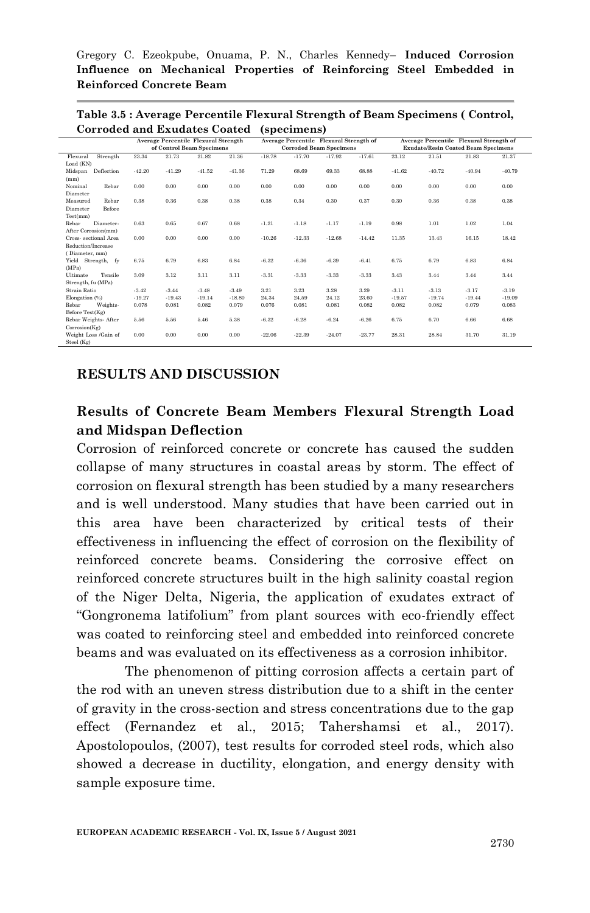**Table 3.5 : Average Percentile Flexural Strength of Beam Specimens ( Control, Corroded and Exudates Coated (specimens)**

| | Average Percentile Flexural Strength of Control Beam Specimens | | | | Average Percentile Flexural Strength of Corroded Beam Specimens | | | | Average Percentile Flexural Strength of Exudate/Resin Coated Beam Specimens | | | |
|---|---|---|---|---|---|---|---|---|---|---|---|---|
| Flexural Strength Load (KN) | 23.34 | 21.73 | 21.82 | 21.36 | -18.78 | -17.70 | -17.92 | -17.61 | 23.12 | 21.51 | 21.83 | 21.37 |
| Midspan Deflection (mm) | -42.20 | -41.29 | -41.52 | -41.36 | 71.29 | 68.69 | 69.33 | 68.88 | -41.62 | -40.72 | -40.94 | -40.79 |
| Nominal Rebar Diameter | 0.00 | 0.00 | 0.00 | 0.00 | 0.00 | 0.00 | 0.00 | 0.00 | 0.00 | 0.00 | 0.00 | 0.00 |
| Measured Rebar Diameter Before Test(mm) | 0.38 | 0.36 | 0.38 | 0.38 | 0.38 | 0.34 | 0.30 | 0.37 | 0.30 | 0.36 | 0.38 | 0.38 |
| Rebar Diameter-After Corrosion(mm) | 0.63 | 0.65 | 0.67 | 0.68 | -1.21 | -1.18 | -1.17 | -1.19 | 0.98 | 1.01 | 1.02 | 1.04 |
| Cross- sectional Area Reduction/Increase ( Diameter, mm) | 0.00 | 0.00 | 0.00 | 0.00 | -10.26 | -12.33 | -12.68 | -14.42 | 11.35 | 13.43 | 16.15 | 18.42 |
| Yield Strength, fy (MPa) | 6.75 | 6.79 | 6.83 | 6.84 | -6.32 | -6.36 | -6.39 | -6.41 | 6.75 | 6.79 | 6.83 | 6.84 |
| Ultimate Tensile Strength, fu (MPa) | 3.09 | 3.12 | 3.11 | 3.11 | -3.31 | -3.33 | -3.33 | -3.33 | 3.43 | 3.44 | 3.44 | 3.44 |
| Strain Ratio | -3.42 | -3.44 | -3.48 | -3.49 | 3.21 | 3.23 | 3.28 | 3.29 | -3.11 | -3.13 | -3.17 | -3.19 |
| Elongation (%) | -19.27 | -19.43 | -19.14 | -18.80 | 24.34 | 24.59 | 24.12 | 23.60 | -19.57 | -19.74 | -19.44 | -19.09 |
| Rebar Weights-Before Test(Kg) | 0.078 | 0.081 | 0.082 | 0.079 | 0.076 | 0.081 | 0.081 | 0.082 | 0.082 | 0.082 | 0.079 | 0.083 |
| Rebar Weights- After Corrosion(Kg) | 5.56 | 5.56 | 5.46 | 5.38 | -6.32 | -6.28 | -6.24 | -6.26 | 6.75 | 6.70 | 6.66 | 6.68 |
| Weight Loss /Gain of Steel (Kg) | 0.00 | 0.00 | 0.00 | 0.00 | -22.06 | -22.39 | -24.07 | -23.77 | 28.31 | 28.84 | 31.70 | 31.19 |

## RESULTS AND DISCUSSION

### Results of Concrete Beam Members Flexural Strength Load and Midspan Deflection

Corrosion of reinforced concrete or concrete has caused the sudden collapse of many structures in coastal areas by storm. The effect of corrosion on flexural strength has been studied by a many researchers and is well understood. Many studies that have been carried out in this area have been characterized by critical tests of their effectiveness in influencing the effect of corrosion on the flexibility of reinforced concrete beams. Considering the corrosive effect on reinforced concrete structures built in the high salinity coastal region of the Niger Delta, Nigeria, the application of exudates extract of "Gongronema latifolium" from plant sources with eco-friendly effect was coated to reinforcing steel and embedded into reinforced concrete beams and was evaluated on its effectiveness as a corrosion inhibitor.

The phenomenon of pitting corrosion affects a certain part of the rod with an uneven stress distribution due to a shift in the center of gravity in the cross-section and stress concentrations due to the gap effect (Fernandez et al., 2015; Tahershamsi et al., 2017). Apostolopoulos, (2007), test results for corroded steel rods, which also showed a decrease in ductility, elongation, and energy density with sample exposure time.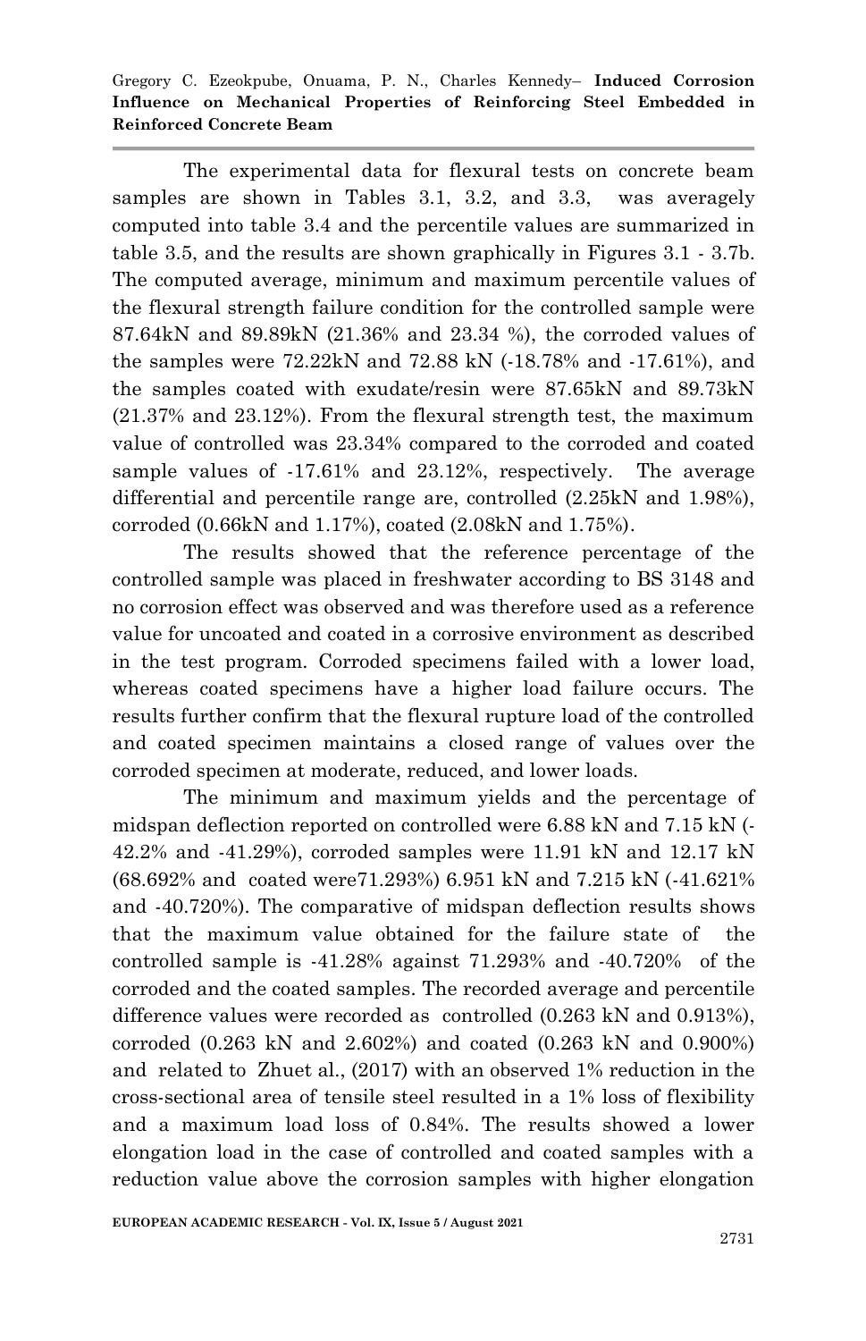The experimental data for flexural tests on concrete beam samples are shown in Tables 3.1, 3.2, and 3.3, was averagely computed into table 3.4 and the percentile values are summarized in table 3.5, and the results are shown graphically in Figures 3.1 - 3.7b. The computed average, minimum and maximum percentile values of the flexural strength failure condition for the controlled sample were 87.64kN and 89.89kN (21.36% and 23.34 %), the corroded values of the samples were 72.22kN and 72.88 kN (-18.78% and -17.61%), and the samples coated with exudate/resin were 87.65kN and 89.73kN (21.37% and 23.12%). From the flexural strength test, the maximum value of controlled was 23.34% compared to the corroded and coated sample values of -17.61% and 23.12%, respectively. The average differential and percentile range are, controlled (2.25kN and 1.98%), corroded (0.66kN and 1.17%), coated (2.08kN and 1.75%).

The results showed that the reference percentage of the controlled sample was placed in freshwater according to BS 3148 and no corrosion effect was observed and was therefore used as a reference value for uncoated and coated in a corrosive environment as described in the test program. Corroded specimens failed with a lower load, whereas coated specimens have a higher load failure occurs. The results further confirm that the flexural rupture load of the controlled and coated specimen maintains a closed range of values over the corroded specimen at moderate, reduced, and lower loads.

The minimum and maximum yields and the percentage of midspan deflection reported on controlled were 6.88 kN and 7.15 kN (-42.2% and -41.29%), corroded samples were 11.91 kN and 12.17 kN (68.692% and coated were71.293%) 6.951 kN and 7.215 kN (-41.621% and -40.720%). The comparative of midspan deflection results shows that the maximum value obtained for the failure state of the controlled sample is -41.28% against 71.293% and -40.720% of the corroded and the coated samples. The recorded average and percentile difference values were recorded as controlled (0.263 kN and 0.913%), corroded (0.263 kN and 2.602%) and coated (0.263 kN and 0.900%) and related to Zhuet al., (2017) with an observed 1% reduction in the cross-sectional area of tensile steel resulted in a 1% loss of flexibility and a maximum load loss of 0.84%. The results showed a lower elongation load in the case of controlled and coated samples with a reduction value above the corrosion samples with higher elongation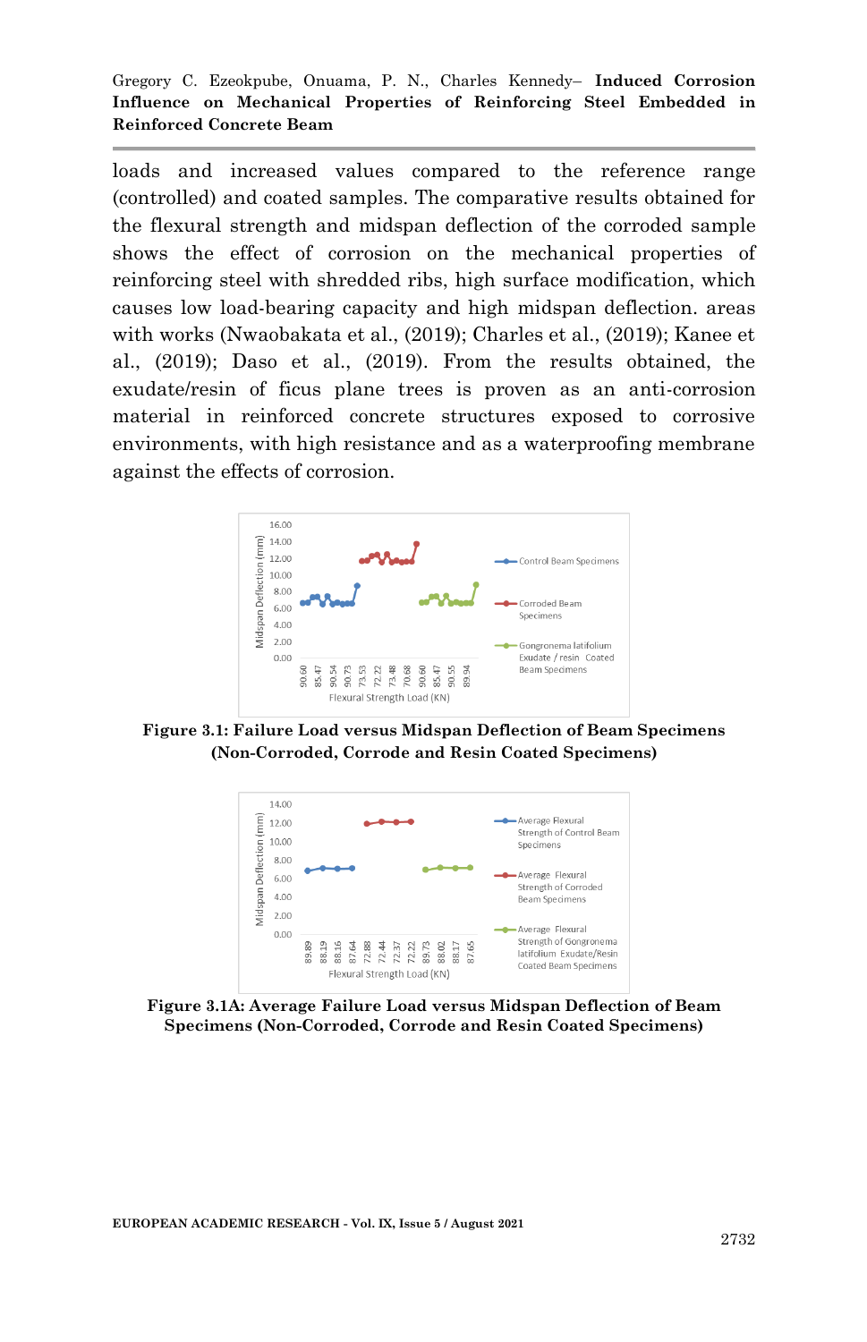loads and increased values compared to the reference range (controlled) and coated samples. The comparative results obtained for the flexural strength and midspan deflection of the corroded sample shows the effect of corrosion on the mechanical properties of reinforcing steel with shredded ribs, high surface modification, which causes low load-bearing capacity and high midspan deflection. areas with works (Nwaobakata et al., (2019); Charles et al., (2019); Kanee et al., (2019); Daso et al., (2019). From the results obtained, the exudate/resin of ficus plane trees is proven as an anti-corrosion material in reinforced concrete structures exposed to corrosive environments, with high resistance and as a waterproofing membrane against the effects of corrosion.

**Figure 3.1: Failure Load versus Midspan Deflection of Beam Specimens (Non-Corroded, Corrode and Resin Coated Specimens)**

**Figure 3.1A: Average Failure Load versus Midspan Deflection of Beam Specimens (Non-Corroded, Corrode and Resin Coated Specimens)**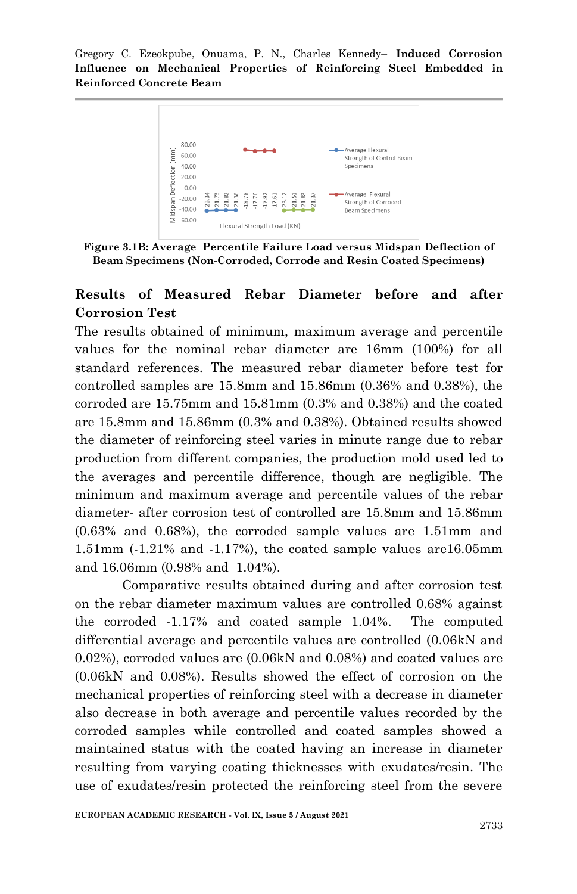**Figure 3.1B: Average Percentile Failure Load versus Midspan Deflection of Beam Specimens (Non-Corroded, Corrode and Resin Coated Specimens)**

## Results of Measured Rebar Diameter before and after Corrosion Test

The results obtained of minimum, maximum average and percentile values for the nominal rebar diameter are 16mm (100%) for all standard references. The measured rebar diameter before test for controlled samples are 15.8mm and 15.86mm (0.36% and 0.38%), the corroded are 15.75mm and 15.81mm (0.3% and 0.38%) and the coated are 15.8mm and 15.86mm (0.3% and 0.38%). Obtained results showed the diameter of reinforcing steel varies in minute range due to rebar production from different companies, the production mold used led to the averages and percentile difference, though are negligible. The minimum and maximum average and percentile values of the rebar diameter- after corrosion test of controlled are 15.8mm and 15.86mm (0.63% and 0.68%), the corroded sample values are 1.51mm and 1.51mm (-1.21% and -1.17%), the coated sample values are16.05mm and 16.06mm (0.98% and 1.04%).

Comparative results obtained during and after corrosion test on the rebar diameter maximum values are controlled 0.68% against the corroded -1.17% and coated sample 1.04%. The computed differential average and percentile values are controlled (0.06kN and 0.02%), corroded values are (0.06kN and 0.08%) and coated values are (0.06kN and 0.08%). Results showed the effect of corrosion on the mechanical properties of reinforcing steel with a decrease in diameter also decrease in both average and percentile values recorded by the corroded samples while controlled and coated samples showed a maintained status with the coated having an increase in diameter resulting from varying coating thicknesses with exudates/resin. The use of exudates/resin protected the reinforcing steel from the severe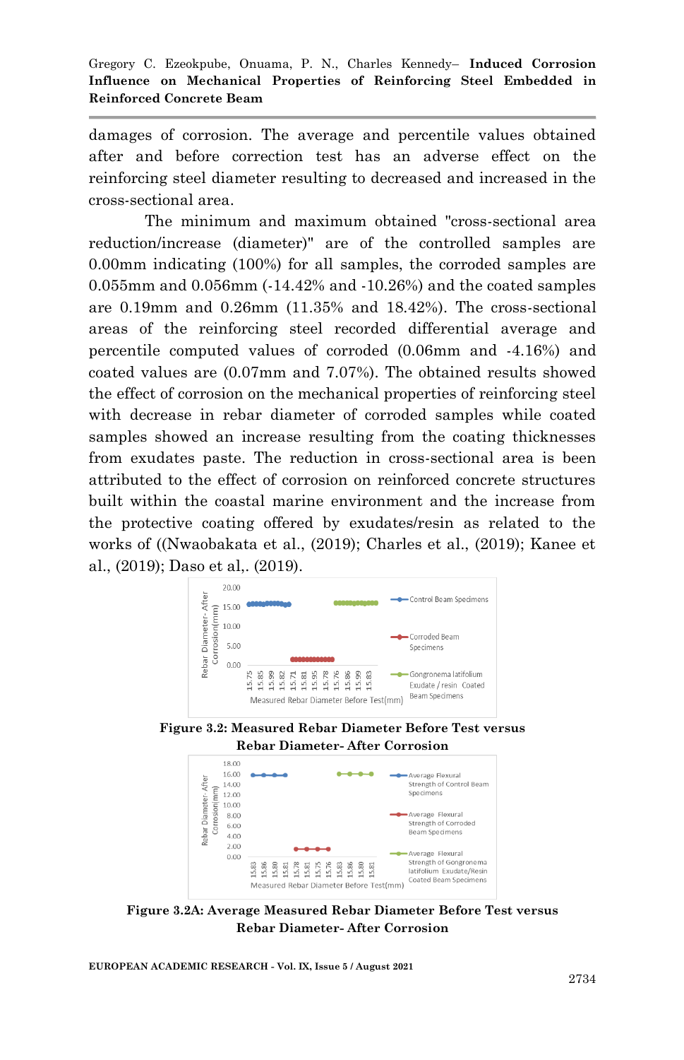damages of corrosion. The average and percentile values obtained after and before correction test has an adverse effect on the reinforcing steel diameter resulting to decreased and increased in the cross-sectional area.

The minimum and maximum obtained "cross-sectional area reduction/increase (diameter)" are of the controlled samples are 0.00mm indicating (100%) for all samples, the corroded samples are 0.055mm and 0.056mm (-14.42% and -10.26%) and the coated samples are 0.19mm and 0.26mm (11.35% and 18.42%). The cross-sectional areas of the reinforcing steel recorded differential average and percentile computed values of corroded (0.06mm and -4.16%) and coated values are (0.07mm and 7.07%). The obtained results showed the effect of corrosion on the mechanical properties of reinforcing steel with decrease in rebar diameter of corroded samples while coated samples showed an increase resulting from the coating thicknesses from exudates paste. The reduction in cross-sectional area is been attributed to the effect of corrosion on reinforced concrete structures built within the coastal marine environment and the increase from the protective coating offered by exudates/resin as related to the works of ((Nwaobakata et al., (2019); Charles et al., (2019); Kanee et al., (2019); Daso et al,. (2019).

**Figure 3.2: Measured Rebar Diameter Before Test versus Rebar Diameter- After Corrosion**

**Figure 3.2A: Average Measured Rebar Diameter Before Test versus Rebar Diameter- After Corrosion**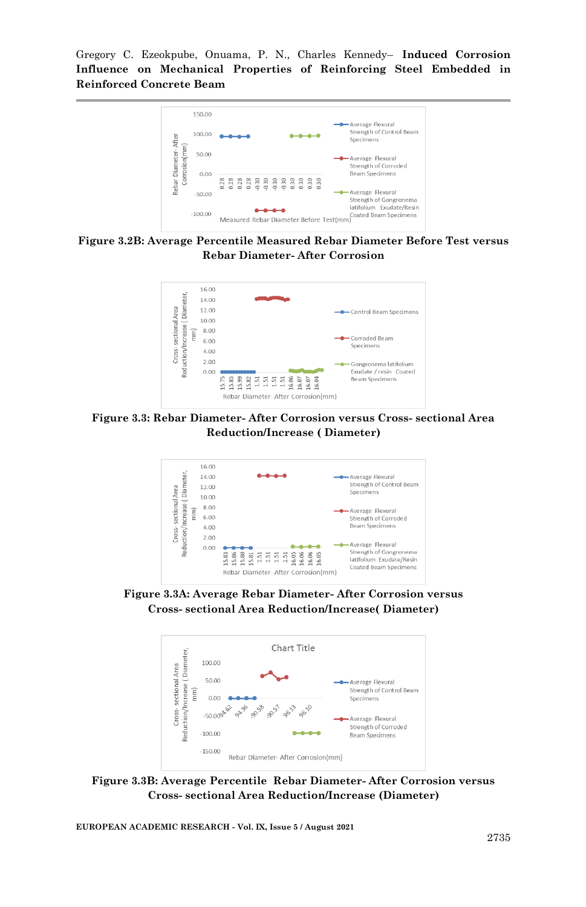**Figure 3.2B: Average Percentile Measured Rebar Diameter Before Test versus Rebar Diameter- After Corrosion**

**Figure 3.3: Rebar Diameter- After Corrosion versus Cross- sectional Area Reduction/Increase ( Diameter)**

**Figure 3.3A: Average Rebar Diameter- After Corrosion versus Cross- sectional Area Reduction/Increase( Diameter)**

**Figure 3.3B: Average Percentile Rebar Diameter- After Corrosion versus Cross- sectional Area Reduction/Increase (Diameter)**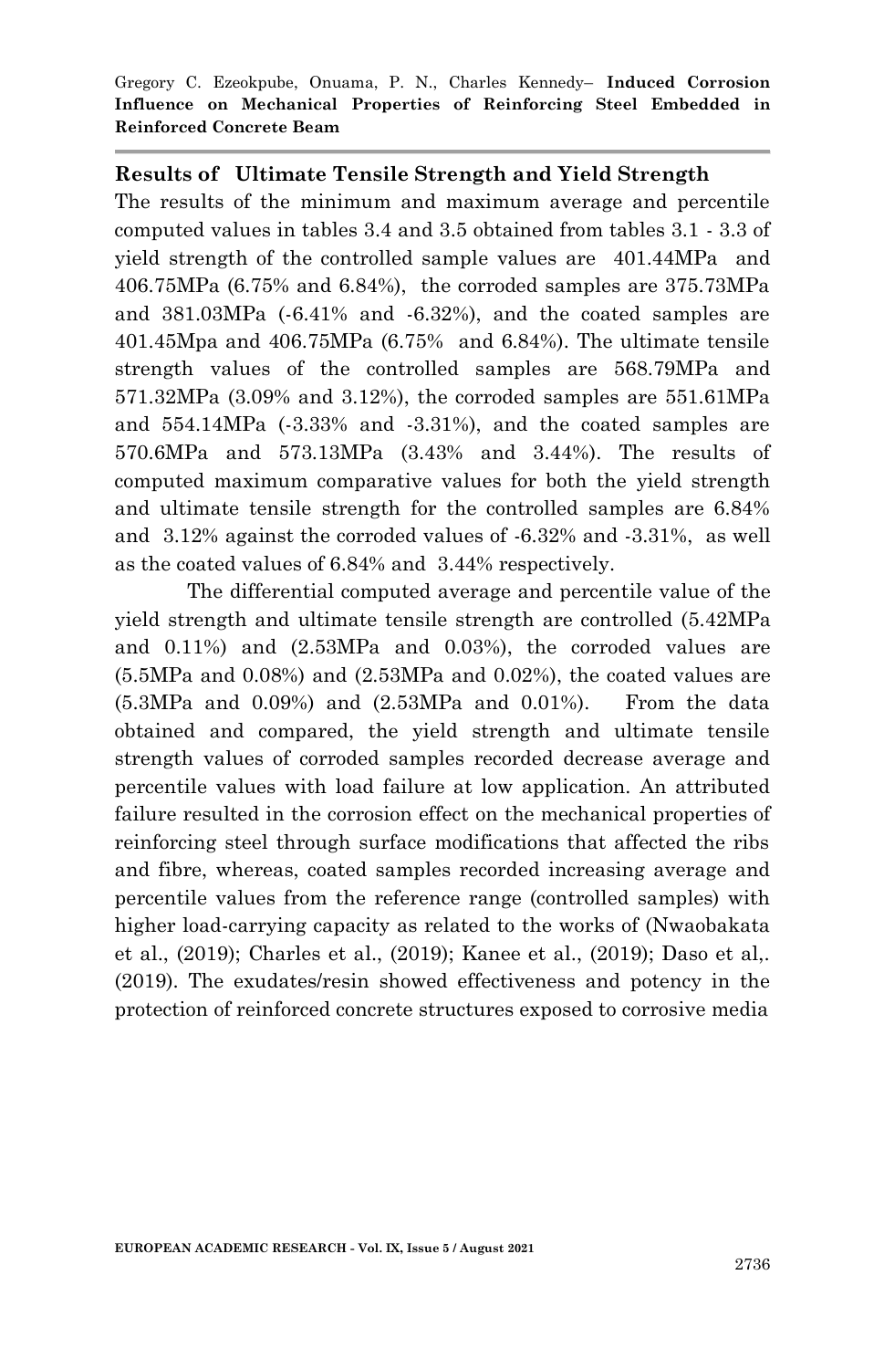### Results of Ultimate Tensile Strength and Yield Strength

The results of the minimum and maximum average and percentile computed values in tables 3.4 and 3.5 obtained from tables 3.1 - 3.3 of yield strength of the controlled sample values are 401.44MPa and 406.75MPa (6.75% and 6.84%), the corroded samples are 375.73MPa and 381.03MPa (-6.41% and -6.32%), and the coated samples are 401.45Mpa and 406.75MPa (6.75% and 6.84%). The ultimate tensile strength values of the controlled samples are 568.79MPa and 571.32MPa (3.09% and 3.12%), the corroded samples are 551.61MPa and 554.14MPa (-3.33% and -3.31%), and the coated samples are 570.6MPa and 573.13MPa (3.43% and 3.44%). The results of computed maximum comparative values for both the yield strength and ultimate tensile strength for the controlled samples are 6.84% and 3.12% against the corroded values of -6.32% and -3.31%, as well as the coated values of 6.84% and 3.44% respectively.

The differential computed average and percentile value of the yield strength and ultimate tensile strength are controlled (5.42MPa and 0.11%) and (2.53MPa and 0.03%), the corroded values are (5.5MPa and 0.08%) and (2.53MPa and 0.02%), the coated values are (5.3MPa and 0.09%) and (2.53MPa and 0.01%). From the data obtained and compared, the yield strength and ultimate tensile strength values of corroded samples recorded decrease average and percentile values with load failure at low application. An attributed failure resulted in the corrosion effect on the mechanical properties of reinforcing steel through surface modifications that affected the ribs and fibre, whereas, coated samples recorded increasing average and percentile values from the reference range (controlled samples) with higher load-carrying capacity as related to the works of (Nwaobakata et al., (2019); Charles et al., (2019); Kanee et al., (2019); Daso et al,. (2019). The exudates/resin showed effectiveness and potency in the protection of reinforced concrete structures exposed to corrosive media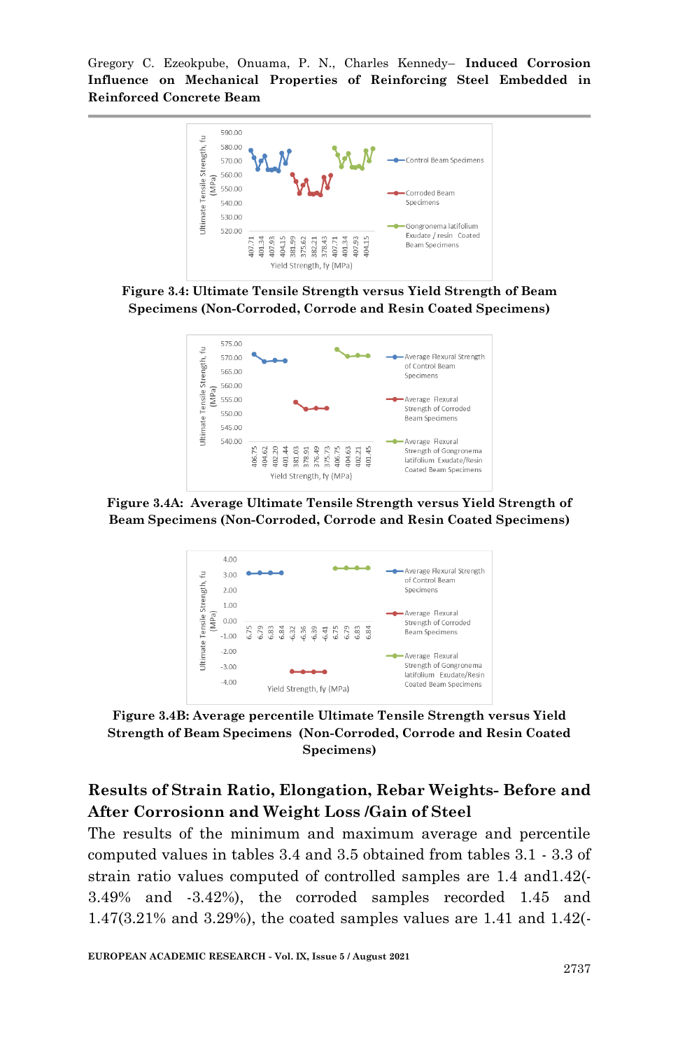**Figure 3.4: Ultimate Tensile Strength versus Yield Strength of Beam Specimens (Non-Corroded, Corrode and Resin Coated Specimens)**

**Figure 3.4A: Average Ultimate Tensile Strength versus Yield Strength of Beam Specimens (Non-Corroded, Corrode and Resin Coated Specimens)**

**Figure 3.4B: Average percentile Ultimate Tensile Strength versus Yield Strength of Beam Specimens (Non-Corroded, Corrode and Resin Coated Specimens)**

## Results of Strain Ratio, Elongation, Rebar Weights- Before and After Corrosionn and Weight Loss /Gain of Steel

The results of the minimum and maximum average and percentile computed values in tables 3.4 and 3.5 obtained from tables 3.1 - 3.3 of strain ratio values computed of controlled samples are 1.4 and1.42(-3.49% and -3.42%), the corroded samples recorded 1.45 and 1.47(3.21% and 3.29%), the coated samples values are 1.41 and 1.42(-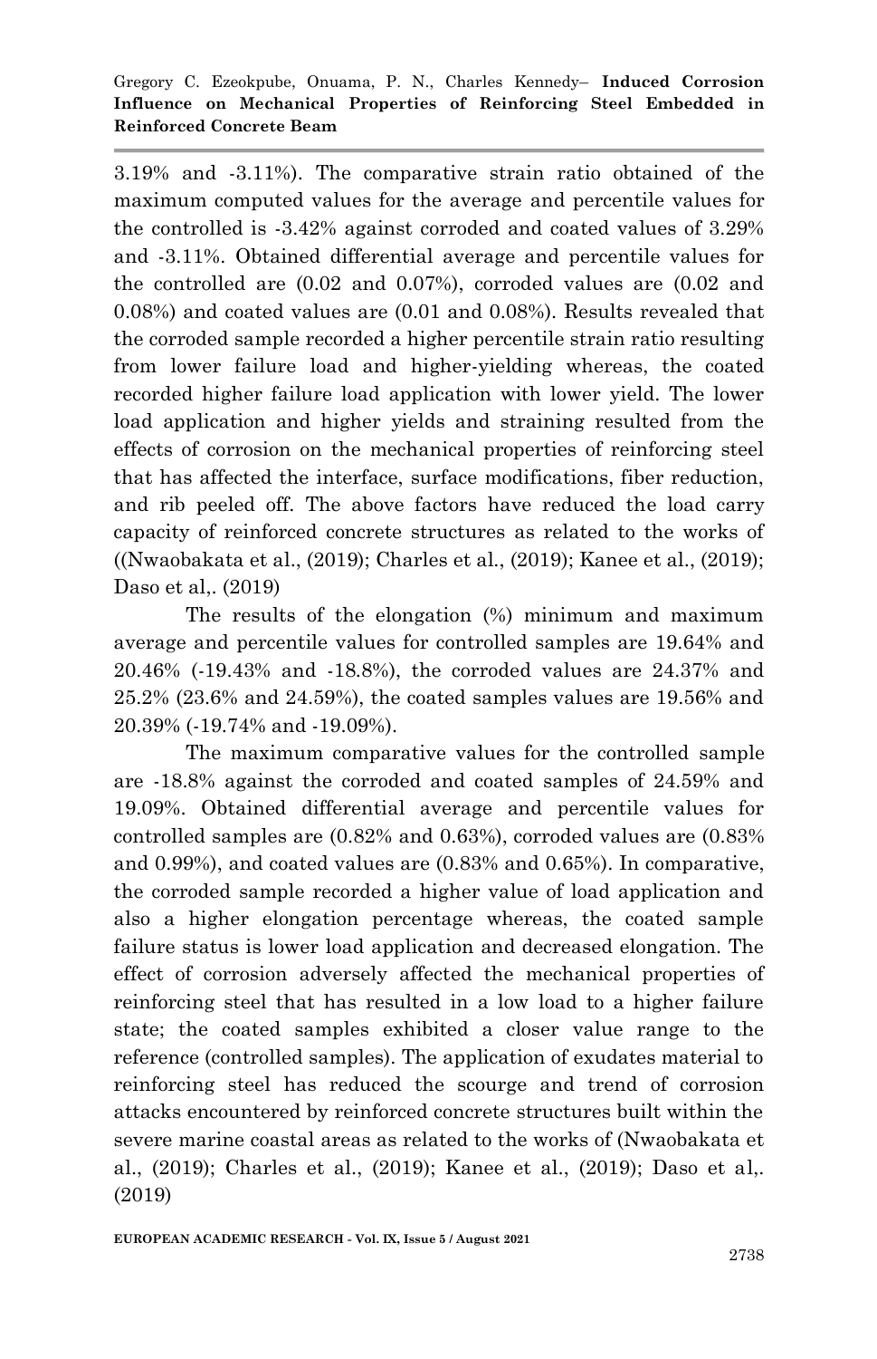3.19% and -3.11%). The comparative strain ratio obtained of the maximum computed values for the average and percentile values for the controlled is -3.42% against corroded and coated values of 3.29% and -3.11%. Obtained differential average and percentile values for the controlled are (0.02 and 0.07%), corroded values are (0.02 and 0.08%) and coated values are (0.01 and 0.08%). Results revealed that the corroded sample recorded a higher percentile strain ratio resulting from lower failure load and higher-yielding whereas, the coated recorded higher failure load application with lower yield. The lower load application and higher yields and straining resulted from the effects of corrosion on the mechanical properties of reinforcing steel that has affected the interface, surface modifications, fiber reduction, and rib peeled off. The above factors have reduced the load carry capacity of reinforced concrete structures as related to the works of ((Nwaobakata et al., (2019); Charles et al., (2019); Kanee et al., (2019); Daso et al,. (2019)

The results of the elongation (%) minimum and maximum average and percentile values for controlled samples are 19.64% and 20.46% (-19.43% and -18.8%), the corroded values are 24.37% and 25.2% (23.6% and 24.59%), the coated samples values are 19.56% and 20.39% (-19.74% and -19.09%).

The maximum comparative values for the controlled sample are -18.8% against the corroded and coated samples of 24.59% and 19.09%. Obtained differential average and percentile values for controlled samples are (0.82% and 0.63%), corroded values are (0.83% and 0.99%), and coated values are (0.83% and 0.65%). In comparative, the corroded sample recorded a higher value of load application and also a higher elongation percentage whereas, the coated sample failure status is lower load application and decreased elongation. The effect of corrosion adversely affected the mechanical properties of reinforcing steel that has resulted in a low load to a higher failure state; the coated samples exhibited a closer value range to the reference (controlled samples). The application of exudates material to reinforcing steel has reduced the scourge and trend of corrosion attacks encountered by reinforced concrete structures built within the severe marine coastal areas as related to the works of (Nwaobakata et al., (2019); Charles et al., (2019); Kanee et al., (2019); Daso et al,. (2019)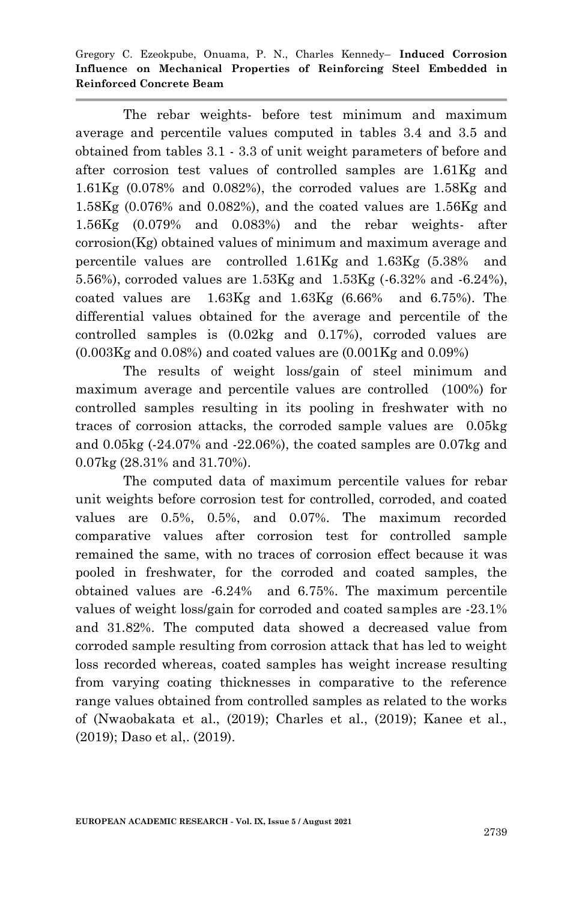The rebar weights- before test minimum and maximum average and percentile values computed in tables 3.4 and 3.5 and obtained from tables 3.1 - 3.3 of unit weight parameters of before and after corrosion test values of controlled samples are 1.61Kg and 1.61Kg (0.078% and 0.082%), the corroded values are 1.58Kg and 1.58Kg (0.076% and 0.082%), and the coated values are 1.56Kg and 1.56Kg (0.079% and 0.083%) and the rebar weights- after corrosion(Kg) obtained values of minimum and maximum average and percentile values are controlled 1.61Kg and 1.63Kg (5.38% and 5.56%), corroded values are 1.53Kg and 1.53Kg (-6.32% and -6.24%), coated values are 1.63Kg and 1.63Kg (6.66% and 6.75%). The differential values obtained for the average and percentile of the controlled samples is (0.02kg and 0.17%), corroded values are (0.003Kg and 0.08%) and coated values are (0.001Kg and 0.09%)

The results of weight loss/gain of steel minimum and maximum average and percentile values are controlled (100%) for controlled samples resulting in its pooling in freshwater with no traces of corrosion attacks, the corroded sample values are 0.05kg and 0.05kg (-24.07% and -22.06%), the coated samples are 0.07kg and 0.07kg (28.31% and 31.70%).

The computed data of maximum percentile values for rebar unit weights before corrosion test for controlled, corroded, and coated values are 0.5%, 0.5%, and 0.07%. The maximum recorded comparative values after corrosion test for controlled sample remained the same, with no traces of corrosion effect because it was pooled in freshwater, for the corroded and coated samples, the obtained values are -6.24% and 6.75%. The maximum percentile values of weight loss/gain for corroded and coated samples are -23.1% and 31.82%. The computed data showed a decreased value from corroded sample resulting from corrosion attack that has led to weight loss recorded whereas, coated samples has weight increase resulting from varying coating thicknesses in comparative to the reference range values obtained from controlled samples as related to the works of (Nwaobakata et al., (2019); Charles et al., (2019); Kanee et al., (2019); Daso et al,. (2019).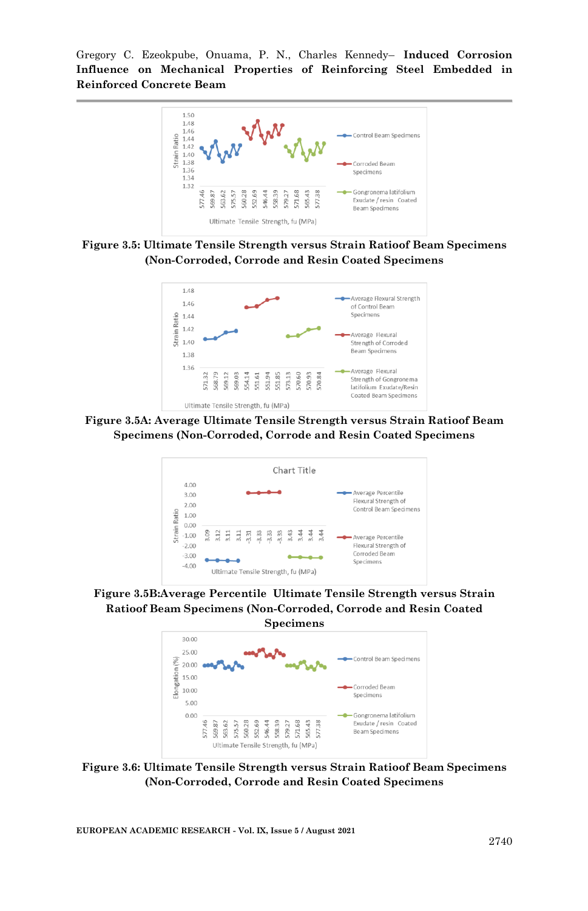**Figure 3.5: Ultimate Tensile Strength versus Strain Ratioof Beam Specimens (Non-Corroded, Corrode and Resin Coated Specimens**

**Figure 3.5A: Average Ultimate Tensile Strength versus Strain Ratioof Beam Specimens (Non-Corroded, Corrode and Resin Coated Specimens**

**Figure 3.5B:Average Percentile Ultimate Tensile Strength versus Strain Ratioof Beam Specimens (Non-Corroded, Corrode and Resin Coated Specimens**

**Figure 3.6: Ultimate Tensile Strength versus Strain Ratioof Beam Specimens (Non-Corroded, Corrode and Resin Coated Specimens**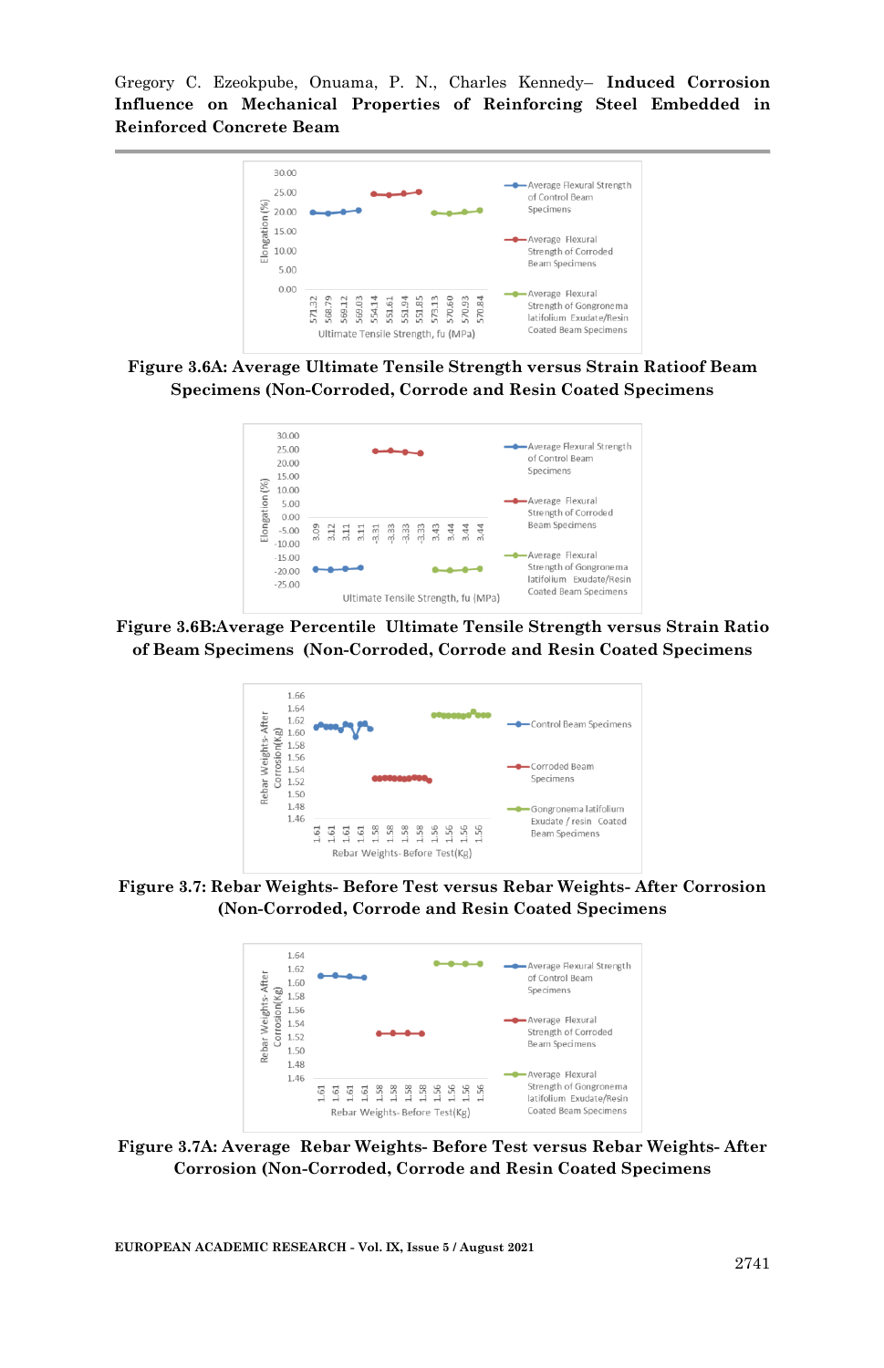**Figure 3.6A: Average Ultimate Tensile Strength versus Strain Ratioof Beam Specimens (Non-Corroded, Corrode and Resin Coated Specimens**

**Figure 3.6B:Average Percentile Ultimate Tensile Strength versus Strain Ratio of Beam Specimens (Non-Corroded, Corrode and Resin Coated Specimens**

**Figure 3.7: Rebar Weights- Before Test versus Rebar Weights- After Corrosion (Non-Corroded, Corrode and Resin Coated Specimens**

**Figure 3.7A: Average Rebar Weights- Before Test versus Rebar Weights- After Corrosion (Non-Corroded, Corrode and Resin Coated Specimens**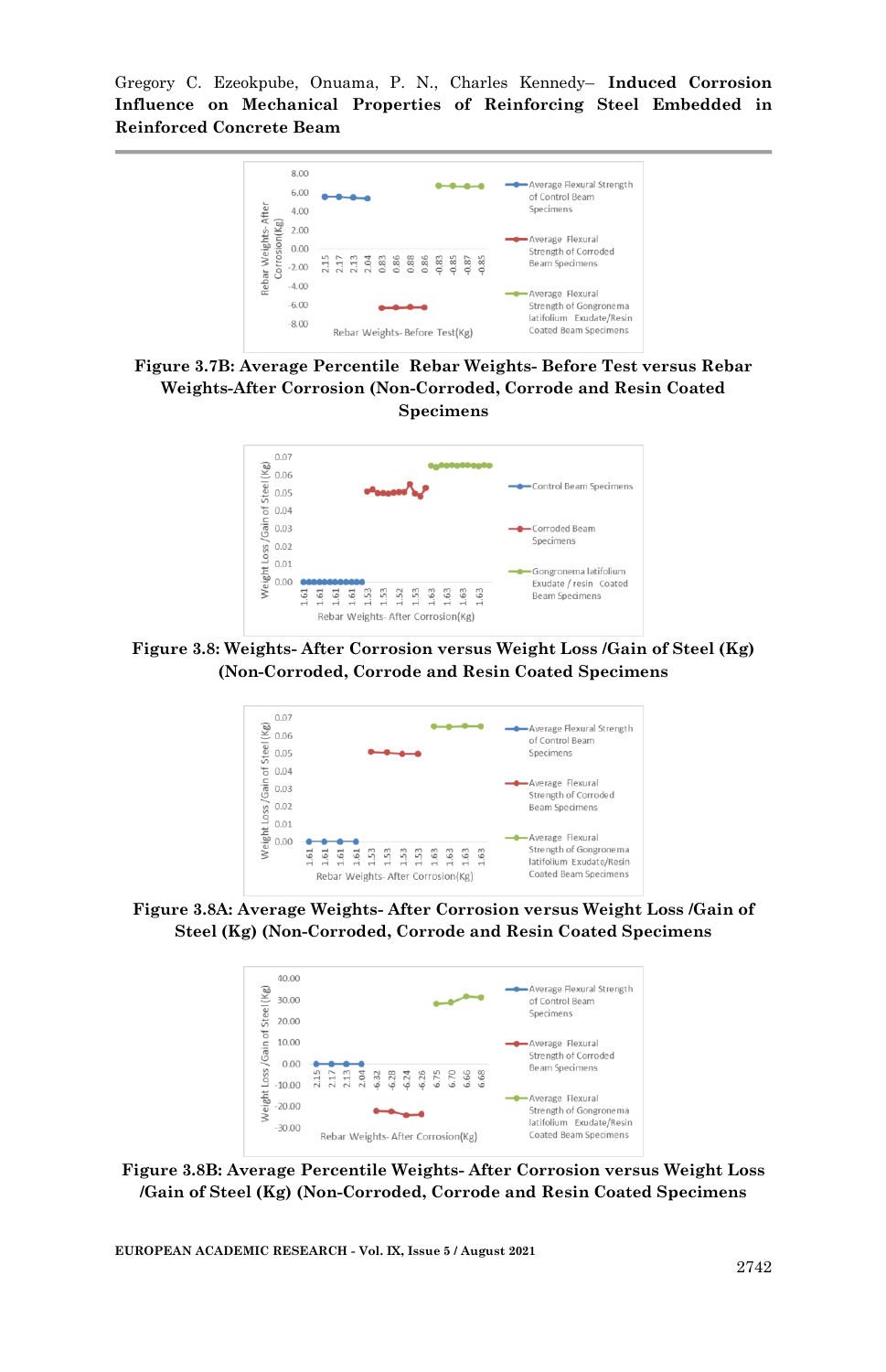**Figure 3.7B: Average Percentile Rebar Weights- Before Test versus Rebar Weights-After Corrosion (Non-Corroded, Corrode and Resin Coated Specimens**

**Figure 3.8: Weights- After Corrosion versus Weight Loss /Gain of Steel (Kg) (Non-Corroded, Corrode and Resin Coated Specimens**

**Figure 3.8A: Average Weights- After Corrosion versus Weight Loss /Gain of Steel (Kg) (Non-Corroded, Corrode and Resin Coated Specimens**

**Figure 3.8B: Average Percentile Weights- After Corrosion versus Weight Loss /Gain of Steel (Kg) (Non-Corroded, Corrode and Resin Coated Specimens**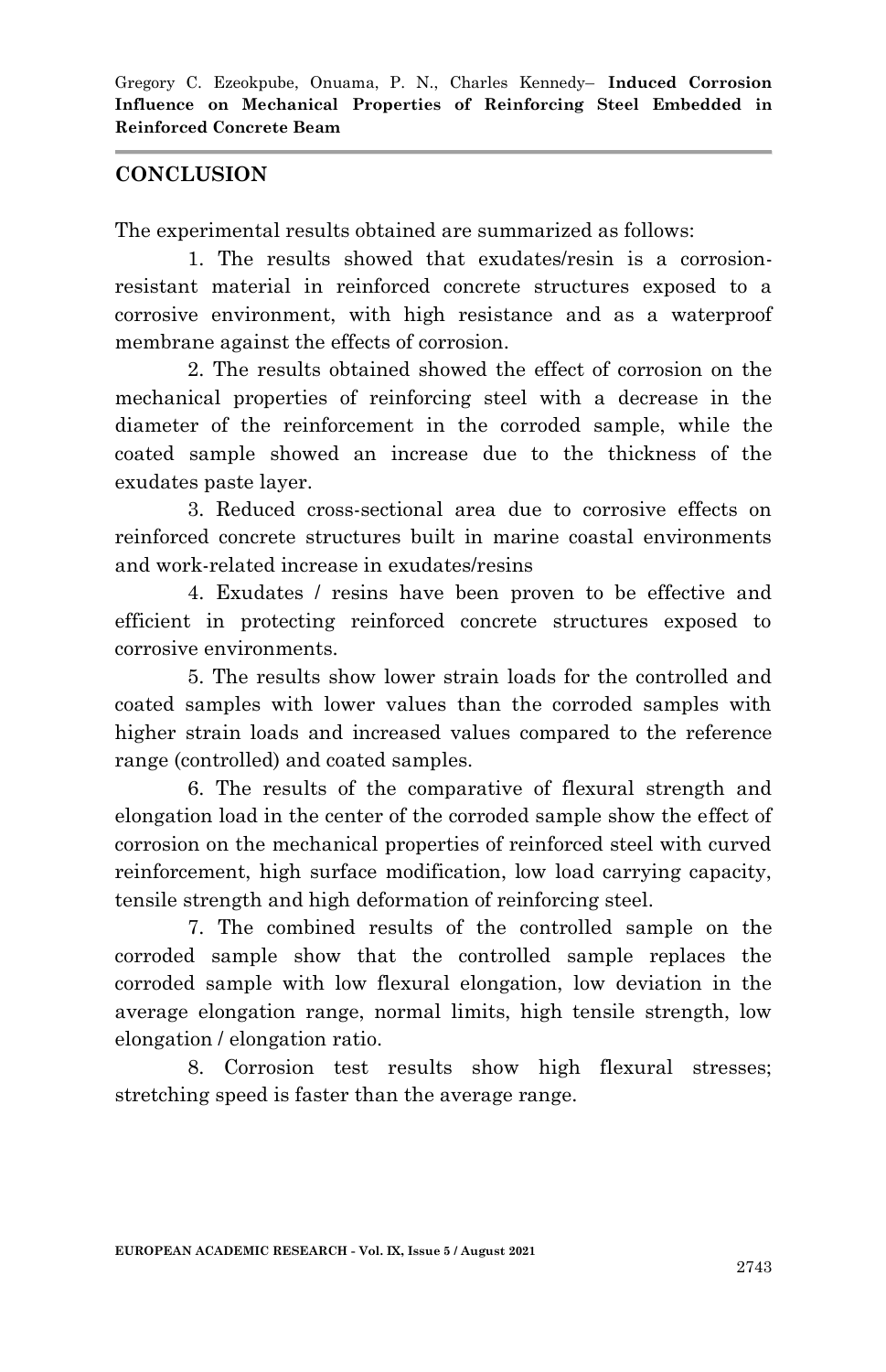## CONCLUSION

The experimental results obtained are summarized as follows:

1. The results showed that exudates/resin is a corrosion-resistant material in reinforced concrete structures exposed to a corrosive environment, with high resistance and as a waterproof membrane against the effects of corrosion.

2. The results obtained showed the effect of corrosion on the mechanical properties of reinforcing steel with a decrease in the diameter of the reinforcement in the corroded sample, while the coated sample showed an increase due to the thickness of the exudates paste layer.

3. Reduced cross-sectional area due to corrosive effects on reinforced concrete structures built in marine coastal environments and work-related increase in exudates/resins

4. Exudates / resins have been proven to be effective and efficient in protecting reinforced concrete structures exposed to corrosive environments.

5. The results show lower strain loads for the controlled and coated samples with lower values than the corroded samples with higher strain loads and increased values compared to the reference range (controlled) and coated samples.

6. The results of the comparative of flexural strength and elongation load in the center of the corroded sample show the effect of corrosion on the mechanical properties of reinforced steel with curved reinforcement, high surface modification, low load carrying capacity, tensile strength and high deformation of reinforcing steel.

7. The combined results of the controlled sample on the corroded sample show that the controlled sample replaces the corroded sample with low flexural elongation, low deviation in the average elongation range, normal limits, high tensile strength, low elongation / elongation ratio.

8. Corrosion test results show high flexural stresses; stretching speed is faster than the average range.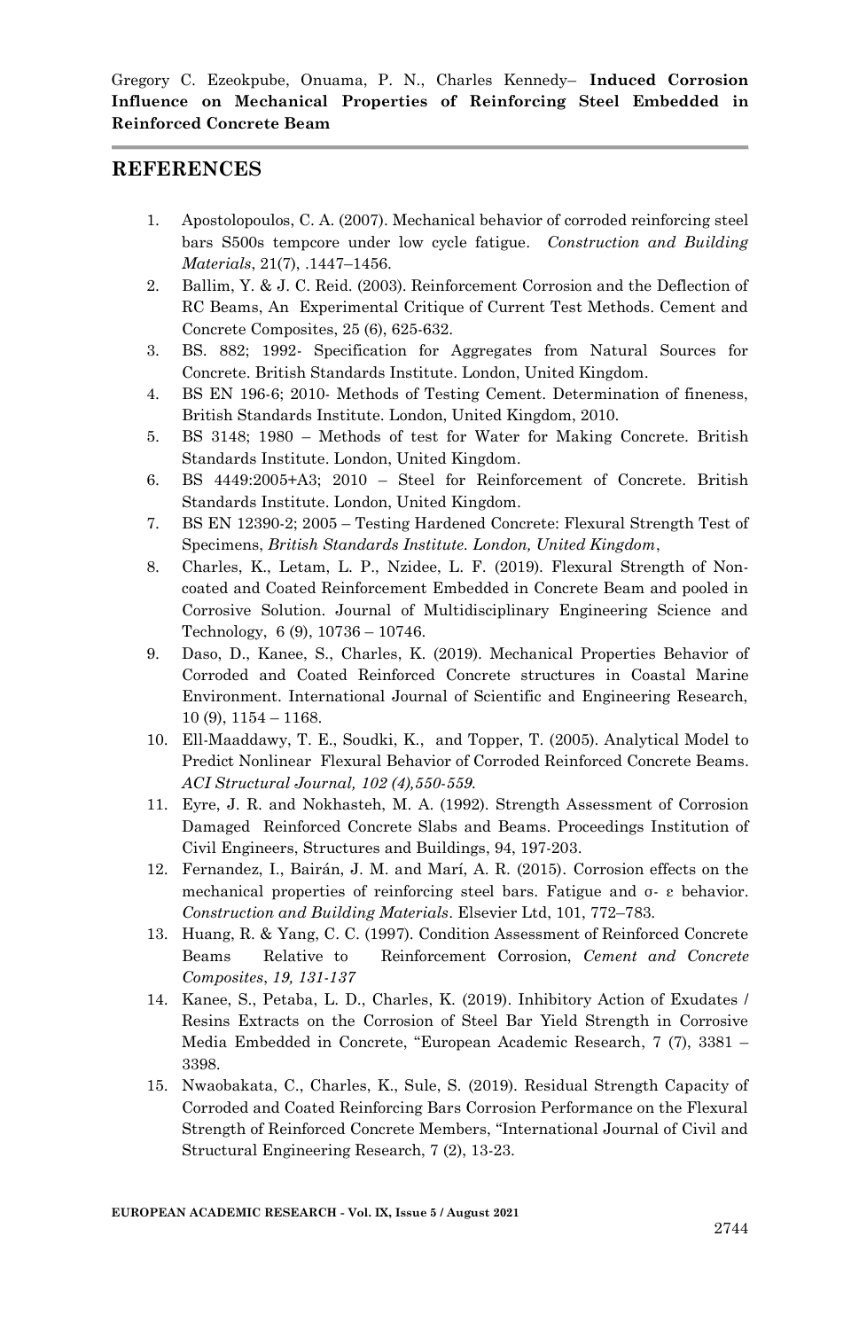## REFERENCES

1. Apostolopoulos, C. A. (2007). Mechanical behavior of corroded reinforcing steel bars S500s tempcore under low cycle fatigue. *Construction and Building Materials*, 21(7), .1447–1456.
2. Ballim, Y. & J. C. Reid. (2003). Reinforcement Corrosion and the Deflection of RC Beams, An Experimental Critique of Current Test Methods. Cement and Concrete Composites, 25 (6), 625-632.
3. BS. 882; 1992- Specification for Aggregates from Natural Sources for Concrete. British Standards Institute. London, United Kingdom.
4. BS EN 196-6; 2010- Methods of Testing Cement. Determination of fineness, British Standards Institute. London, United Kingdom, 2010.
5. BS 3148; 1980 – Methods of test for Water for Making Concrete. British Standards Institute. London, United Kingdom.
6. BS 4449:2005+A3; 2010 – Steel for Reinforcement of Concrete. British Standards Institute. London, United Kingdom.
7. BS EN 12390-2; 2005 – Testing Hardened Concrete: Flexural Strength Test of Specimens, *British Standards Institute. London, United Kingdom*,
8. Charles, K., Letam, L. P., Nzidee, L. F. (2019). Flexural Strength of Non-coated and Coated Reinforcement Embedded in Concrete Beam and pooled in Corrosive Solution. Journal of Multidisciplinary Engineering Science and Technology, 6 (9), 10736 – 10746.
9. Daso, D., Kanee, S., Charles, K. (2019). Mechanical Properties Behavior of Corroded and Coated Reinforced Concrete structures in Coastal Marine Environment. International Journal of Scientific and Engineering Research, 10 (9), 1154 – 1168.
10. Ell-Maaddawy, T. E., Soudki, K., and Topper, T. (2005). Analytical Model to Predict Nonlinear Flexural Behavior of Corroded Reinforced Concrete Beams. *ACI Structural Journal, 102 (4),550-559.*
11. Eyre, J. R. and Nokhasteh, M. A. (1992). Strength Assessment of Corrosion Damaged Reinforced Concrete Slabs and Beams. Proceedings Institution of Civil Engineers, Structures and Buildings, 94, 197-203.
12. Fernandez, I., Bairán, J. M. and Marí, A. R. (2015). Corrosion effects on the mechanical properties of reinforcing steel bars. Fatigue and σ- ε behavior. *Construction and Building Materials*. Elsevier Ltd, 101, 772–783.
13. Huang, R. & Yang, C. C. (1997). Condition Assessment of Reinforced Concrete Beams Relative to Reinforcement Corrosion, *Cement and Concrete Composites*, *19, 131-137*
14. Kanee, S., Petaba, L. D., Charles, K. (2019). Inhibitory Action of Exudates / Resins Extracts on the Corrosion of Steel Bar Yield Strength in Corrosive Media Embedded in Concrete, "European Academic Research, 7 (7), 3381 – 3398.
15. Nwaobakata, C., Charles, K., Sule, S. (2019). Residual Strength Capacity of Corroded and Coated Reinforcing Bars Corrosion Performance on the Flexural Strength of Reinforced Concrete Members, "International Journal of Civil and Structural Engineering Research, 7 (2), 13-23.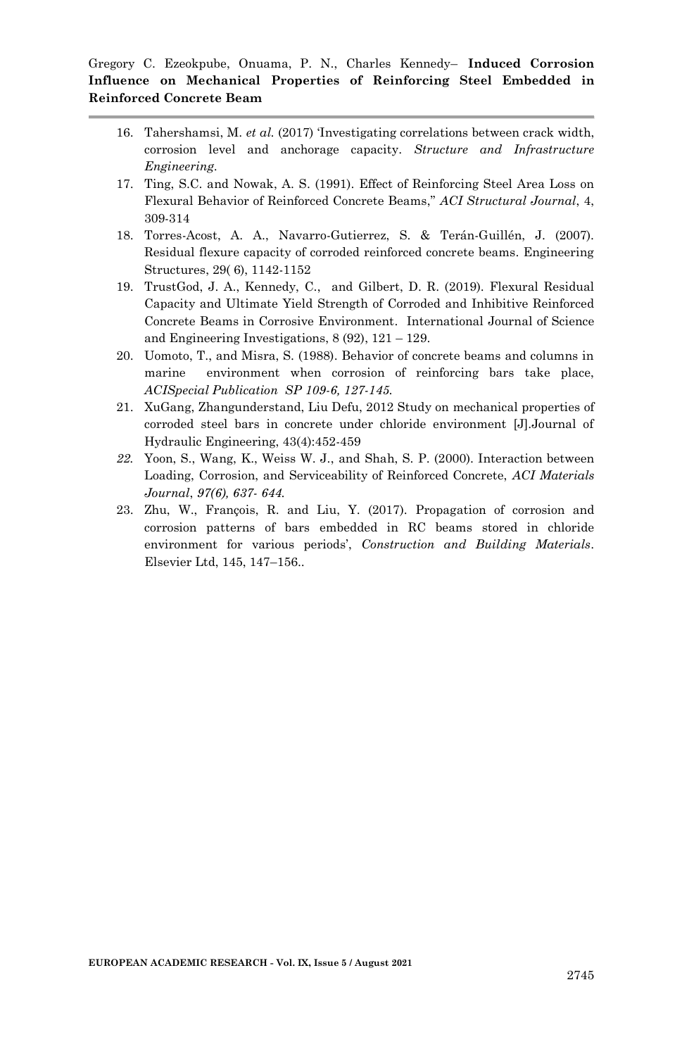16. Tahershamsi, M. *et al.* (2017) 'Investigating correlations between crack width, corrosion level and anchorage capacity. *Structure and Infrastructure Engineering*.
17. Ting, S.C. and Nowak, A. S. (1991). Effect of Reinforcing Steel Area Loss on Flexural Behavior of Reinforced Concrete Beams," *ACI Structural Journal*, 4, 309-314
18. Torres-Acost, A. A., Navarro-Gutierrez, S. & Terán-Guillén, J. (2007). Residual flexure capacity of corroded reinforced concrete beams. Engineering Structures, 29( 6), 1142-1152
19. TrustGod, J. A., Kennedy, C., and Gilbert, D. R. (2019). Flexural Residual Capacity and Ultimate Yield Strength of Corroded and Inhibitive Reinforced Concrete Beams in Corrosive Environment. International Journal of Science and Engineering Investigations, 8 (92), 121 – 129.
20. Uomoto, T., and Misra, S. (1988). Behavior of concrete beams and columns in marine environment when corrosion of reinforcing bars take place, *ACISpecial Publication SP 109-6, 127-145.*
21. XuGang, Zhangunderstand, Liu Defu, 2012 Study on mechanical properties of corroded steel bars in concrete under chloride environment [J].Journal of Hydraulic Engineering, 43(4):452-459
22. Yoon, S., Wang, K., Weiss W. J., and Shah, S. P. (2000). Interaction between Loading, Corrosion, and Serviceability of Reinforced Concrete, *ACI Materials Journal*, *97(6), 637- 644.*
23. Zhu, W., François, R. and Liu, Y. (2017). Propagation of corrosion and corrosion patterns of bars embedded in RC beams stored in chloride environment for various periods', *Construction and Building Materials*. Elsevier Ltd, 145, 147–156..